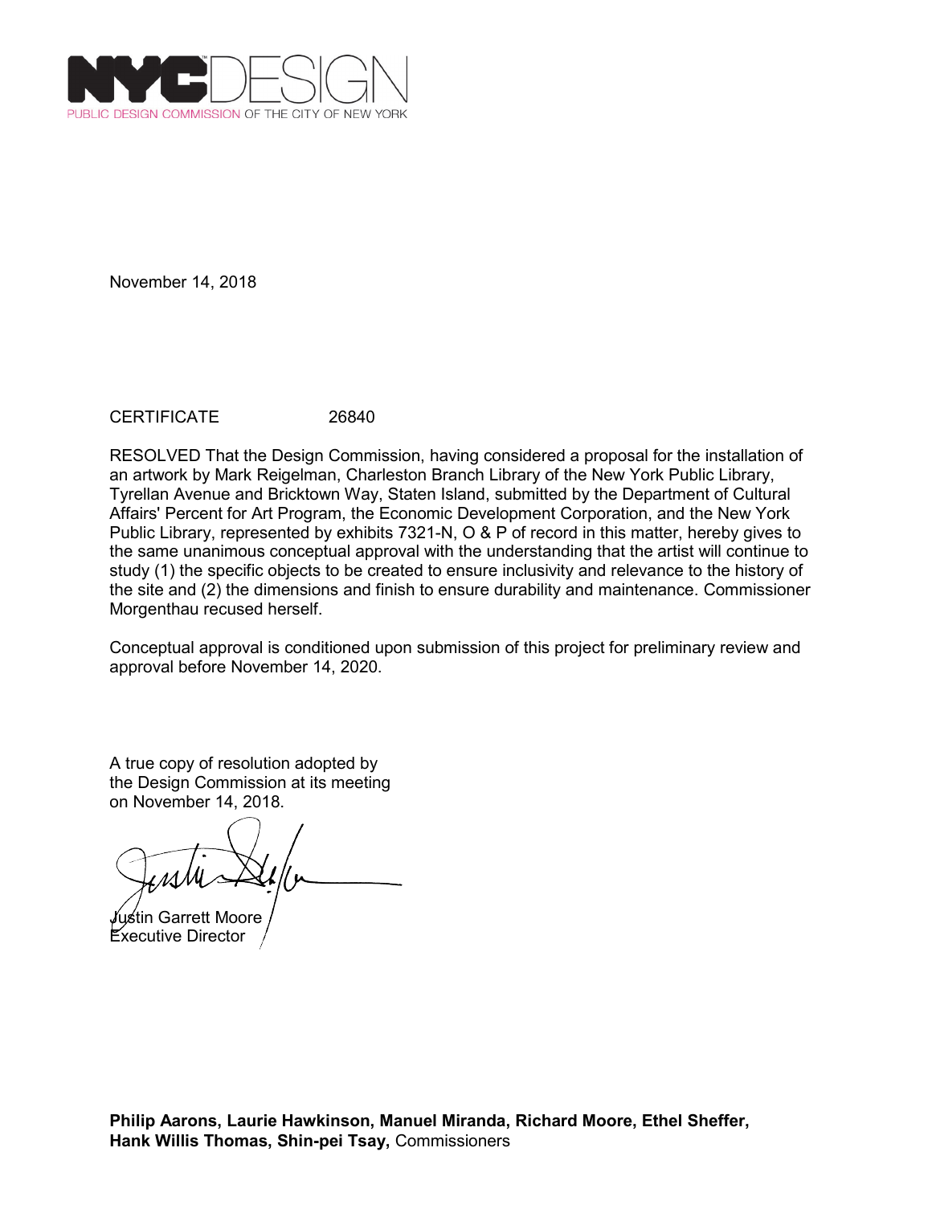NYCDESIGN
PUBLIC DESIGN COMMISSION OF THE CITY OF NEW YORK

November 14, 2018

CERTIFICATE 26840

RESOLVED That the Design Commission, having considered a proposal for the installation of an artwork by Mark Reigelman, Charleston Branch Library of the New York Public Library, Tyrellan Avenue and Bricktown Way, Staten Island, submitted by the Department of Cultural Affairs' Percent for Art Program, the Economic Development Corporation, and the New York Public Library, represented by exhibits 7321-N, O & P of record in this matter, hereby gives to the same unanimous conceptual approval with the understanding that the artist will continue to study (1) the specific objects to be created to ensure inclusivity and relevance to the history of the site and (2) the dimensions and finish to ensure durability and maintenance. Commissioner Morgenthau recused herself.

Conceptual approval is conditioned upon submission of this project for preliminary review and approval before November 14, 2020.

A true copy of resolution adopted by the Design Commission at its meeting on November 14, 2018.

Justin Garrett Moore
Executive Director

**Philip Aarons, Laurie Hawkinson, Manuel Miranda, Richard Moore, Ethel Sheffer, Hank Willis Thomas, Shin-pei Tsay,** Commissioners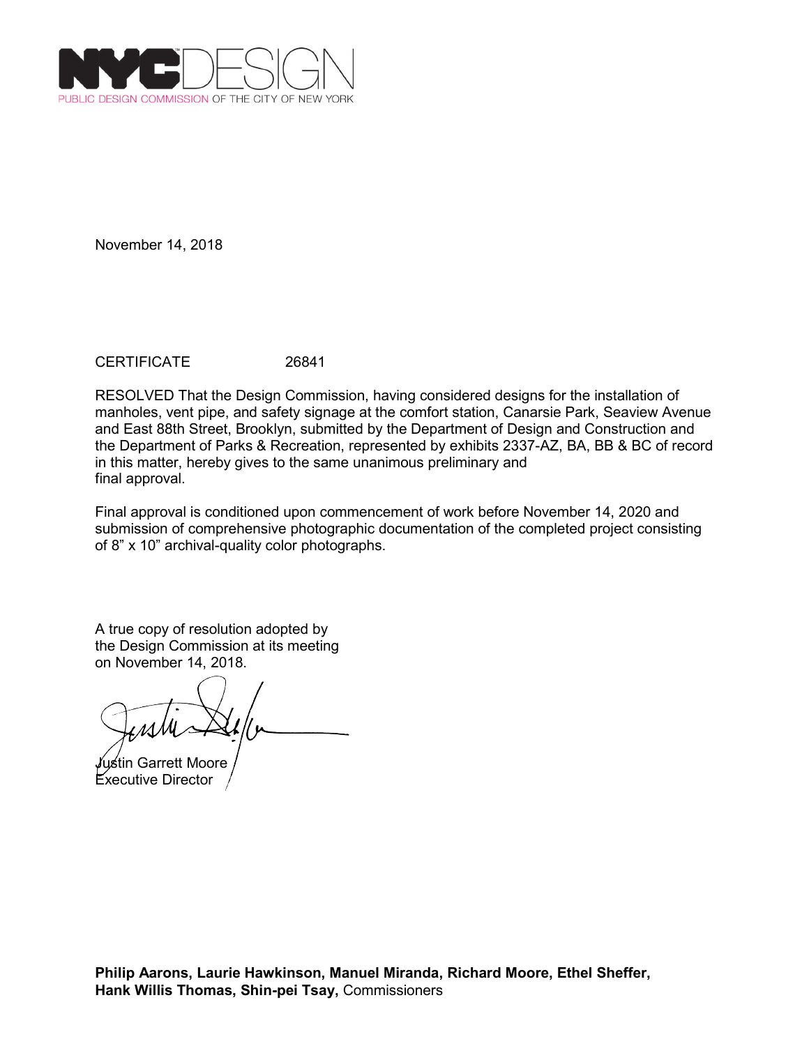NYCDESIGN
PUBLIC DESIGN COMMISSION OF THE CITY OF NEW YORK

November 14, 2018

CERTIFICATE 26841

RESOLVED That the Design Commission, having considered designs for the installation of manholes, vent pipe, and safety signage at the comfort station, Canarsie Park, Seaview Avenue and East 88th Street, Brooklyn, submitted by the Department of Design and Construction and the Department of Parks & Recreation, represented by exhibits 2337-AZ, BA, BB & BC of record in this matter, hereby gives to the same unanimous preliminary and final approval.

Final approval is conditioned upon commencement of work before November 14, 2020 and submission of comprehensive photographic documentation of the completed project consisting of 8" x 10" archival-quality color photographs.

A true copy of resolution adopted by the Design Commission at its meeting on November 14, 2018.

Justin Garrett Moore
Executive Director

**Philip Aarons, Laurie Hawkinson, Manuel Miranda, Richard Moore, Ethel Sheffer, Hank Willis Thomas, Shin-pei Tsay,** Commissioners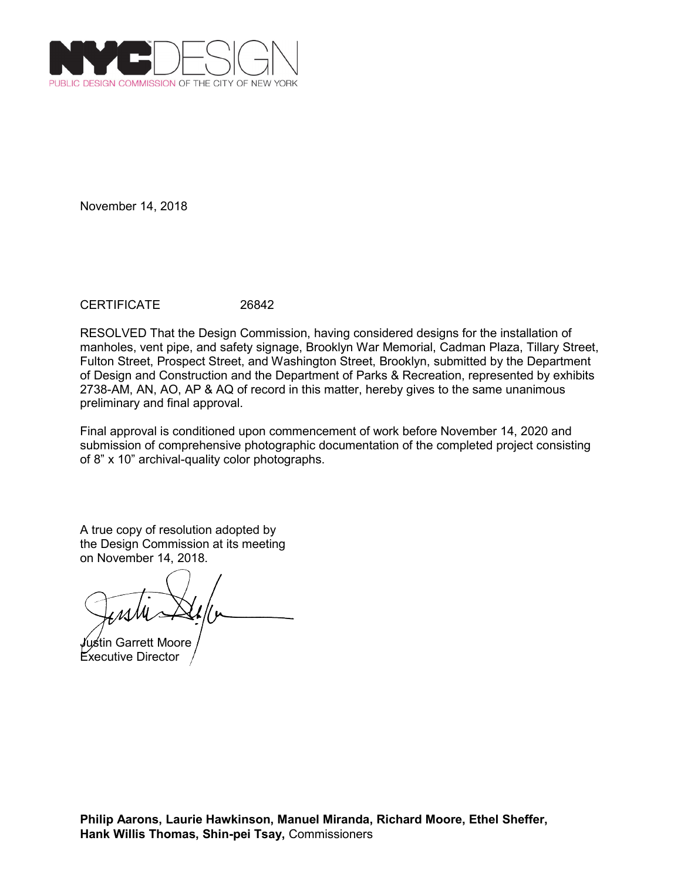NYCDESIGN
PUBLIC DESIGN COMMISSION OF THE CITY OF NEW YORK

November 14, 2018

CERTIFICATE 26842

RESOLVED That the Design Commission, having considered designs for the installation of manholes, vent pipe, and safety signage, Brooklyn War Memorial, Cadman Plaza, Tillary Street, Fulton Street, Prospect Street, and Washington Street, Brooklyn, submitted by the Department of Design and Construction and the Department of Parks & Recreation, represented by exhibits 2738-AM, AN, AO, AP & AQ of record in this matter, hereby gives to the same unanimous preliminary and final approval.

Final approval is conditioned upon commencement of work before November 14, 2020 and submission of comprehensive photographic documentation of the completed project consisting of 8" x 10" archival-quality color photographs.

A true copy of resolution adopted by the Design Commission at its meeting on November 14, 2018.

Justin Garrett Moore
Executive Director

**Philip Aarons, Laurie Hawkinson, Manuel Miranda, Richard Moore, Ethel Sheffer, Hank Willis Thomas, Shin-pei Tsay,** Commissioners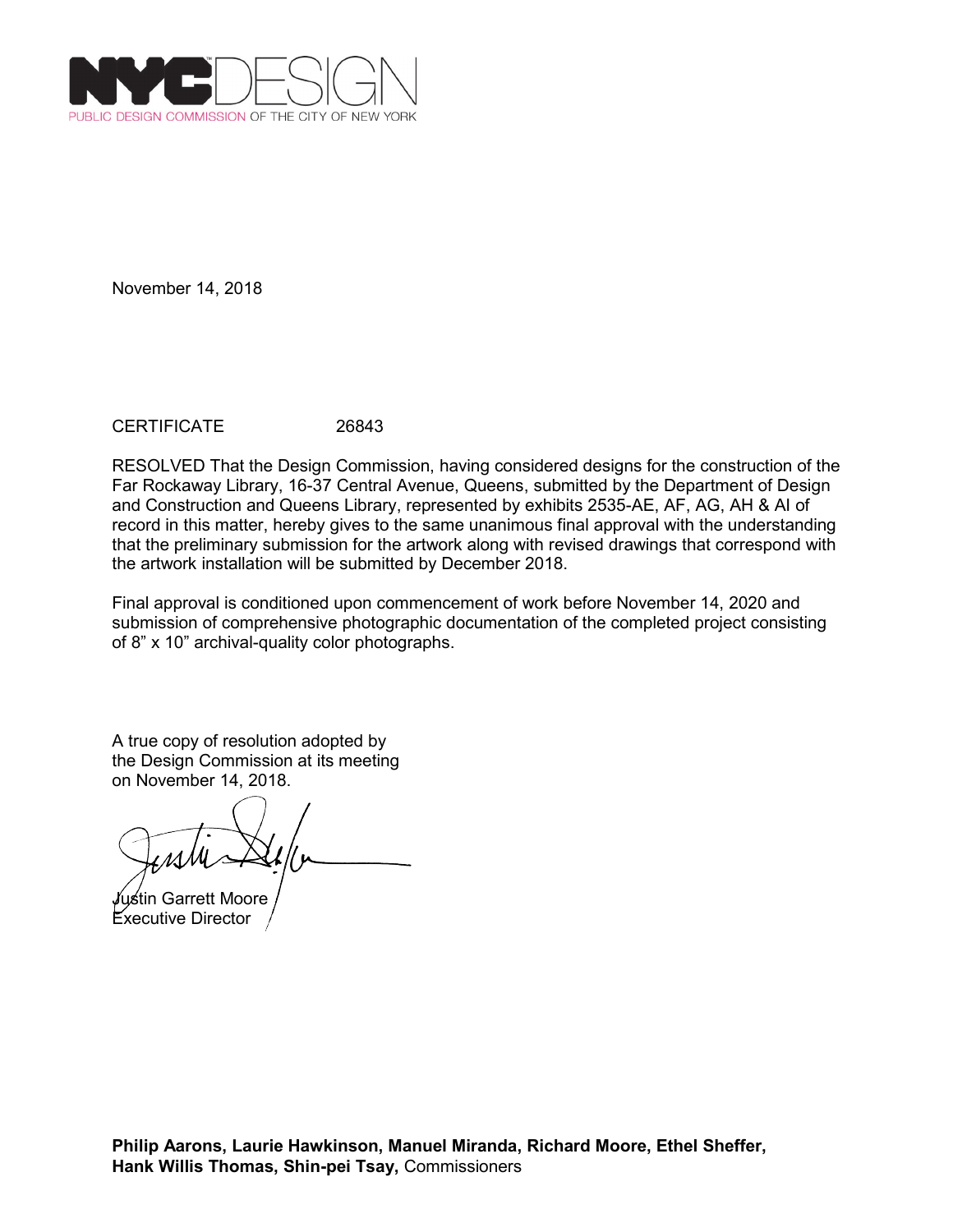PUBLIC DESIGN COMMISSION OF THE CITY OF NEW YORK

November 14, 2018

CERTIFICATE 26843

RESOLVED That the Design Commission, having considered designs for the construction of the Far Rockaway Library, 16-37 Central Avenue, Queens, submitted by the Department of Design and Construction and Queens Library, represented by exhibits 2535-AE, AF, AG, AH & AI of record in this matter, hereby gives to the same unanimous final approval with the understanding that the preliminary submission for the artwork along with revised drawings that correspond with the artwork installation will be submitted by December 2018.

Final approval is conditioned upon commencement of work before November 14, 2020 and submission of comprehensive photographic documentation of the completed project consisting of 8" x 10" archival-quality color photographs.

A true copy of resolution adopted by the Design Commission at its meeting on November 14, 2018.

Justin Garrett Moore
Executive Director

**Philip Aarons, Laurie Hawkinson, Manuel Miranda, Richard Moore, Ethel Sheffer, Hank Willis Thomas, Shin-pei Tsay,** Commissioners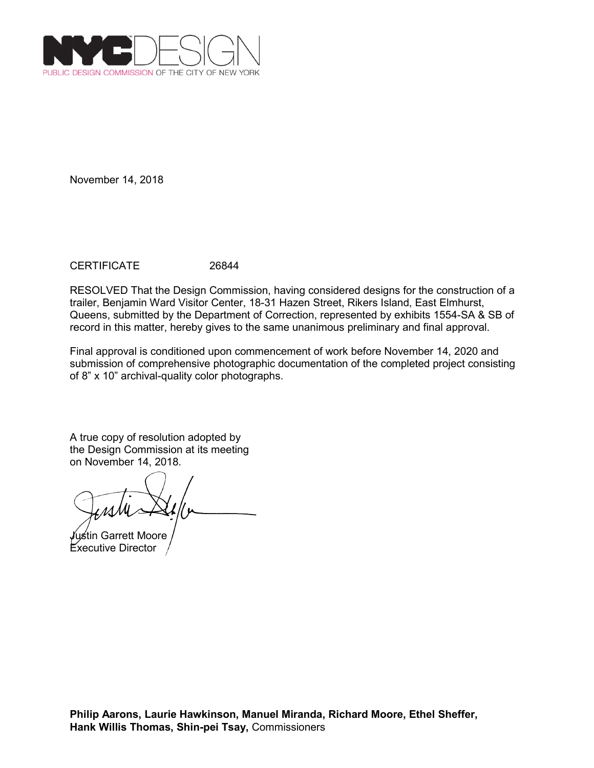NYCDESIGN

PUBLIC DESIGN COMMISSION OF THE CITY OF NEW YORK

November 14, 2018

CERTIFICATE 26844

RESOLVED That the Design Commission, having considered designs for the construction of a trailer, Benjamin Ward Visitor Center, 18-31 Hazen Street, Rikers Island, East Elmhurst, Queens, submitted by the Department of Correction, represented by exhibits 1554-SA & SB of record in this matter, hereby gives to the same unanimous preliminary and final approval.

Final approval is conditioned upon commencement of work before November 14, 2020 and submission of comprehensive photographic documentation of the completed project consisting of 8” x 10” archival-quality color photographs.

A true copy of resolution adopted by the Design Commission at its meeting on November 14, 2018.

Justin Garrett Moore
Executive Director

**Philip Aarons, Laurie Hawkinson, Manuel Miranda, Richard Moore, Ethel Sheffer, Hank Willis Thomas, Shin-pei Tsay,** Commissioners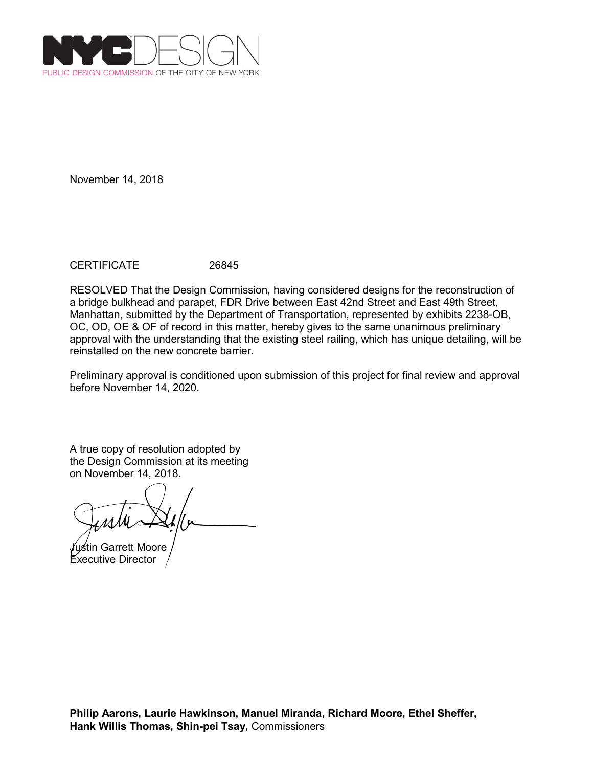PUBLIC DESIGN COMMISSION OF THE CITY OF NEW YORK

November 14, 2018

CERTIFICATE 26845

RESOLVED That the Design Commission, having considered designs for the reconstruction of a bridge bulkhead and parapet, FDR Drive between East 42nd Street and East 49th Street, Manhattan, submitted by the Department of Transportation, represented by exhibits 2238-OB, OC, OD, OE & OF of record in this matter, hereby gives to the same unanimous preliminary approval with the understanding that the existing steel railing, which has unique detailing, will be reinstalled on the new concrete barrier.

Preliminary approval is conditioned upon submission of this project for final review and approval before November 14, 2020.

A true copy of resolution adopted by the Design Commission at its meeting on November 14, 2018.

Justin Garrett Moore
Executive Director

**Philip Aarons, Laurie Hawkinson, Manuel Miranda, Richard Moore, Ethel Sheffer, Hank Willis Thomas, Shin-pei Tsay,** Commissioners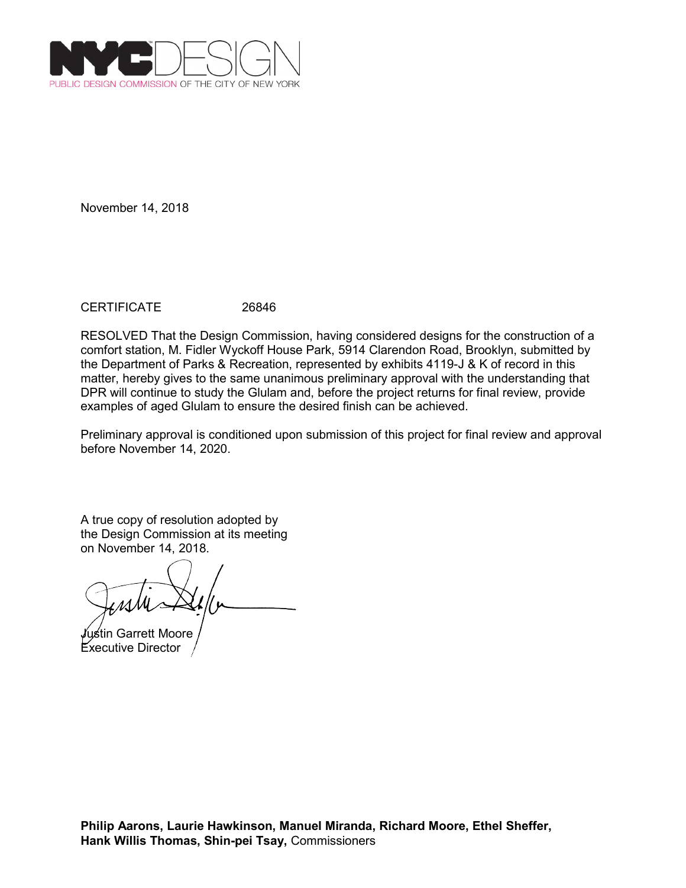NYC DESIGN

PUBLIC DESIGN COMMISSION OF THE CITY OF NEW YORK

November 14, 2018

CERTIFICATE 26846

RESOLVED That the Design Commission, having considered designs for the construction of a comfort station, M. Fidler Wyckoff House Park, 5914 Clarendon Road, Brooklyn, submitted by the Department of Parks & Recreation, represented by exhibits 4119-J & K of record in this matter, hereby gives to the same unanimous preliminary approval with the understanding that DPR will continue to study the Glulam and, before the project returns for final review, provide examples of aged Glulam to ensure the desired finish can be achieved.

Preliminary approval is conditioned upon submission of this project for final review and approval before November 14, 2020.

A true copy of resolution adopted by the Design Commission at its meeting on November 14, 2018.

Justin Garrett Moore
Executive Director

**Philip Aarons, Laurie Hawkinson, Manuel Miranda, Richard Moore, Ethel Sheffer, Hank Willis Thomas, Shin-pei Tsay,** Commissioners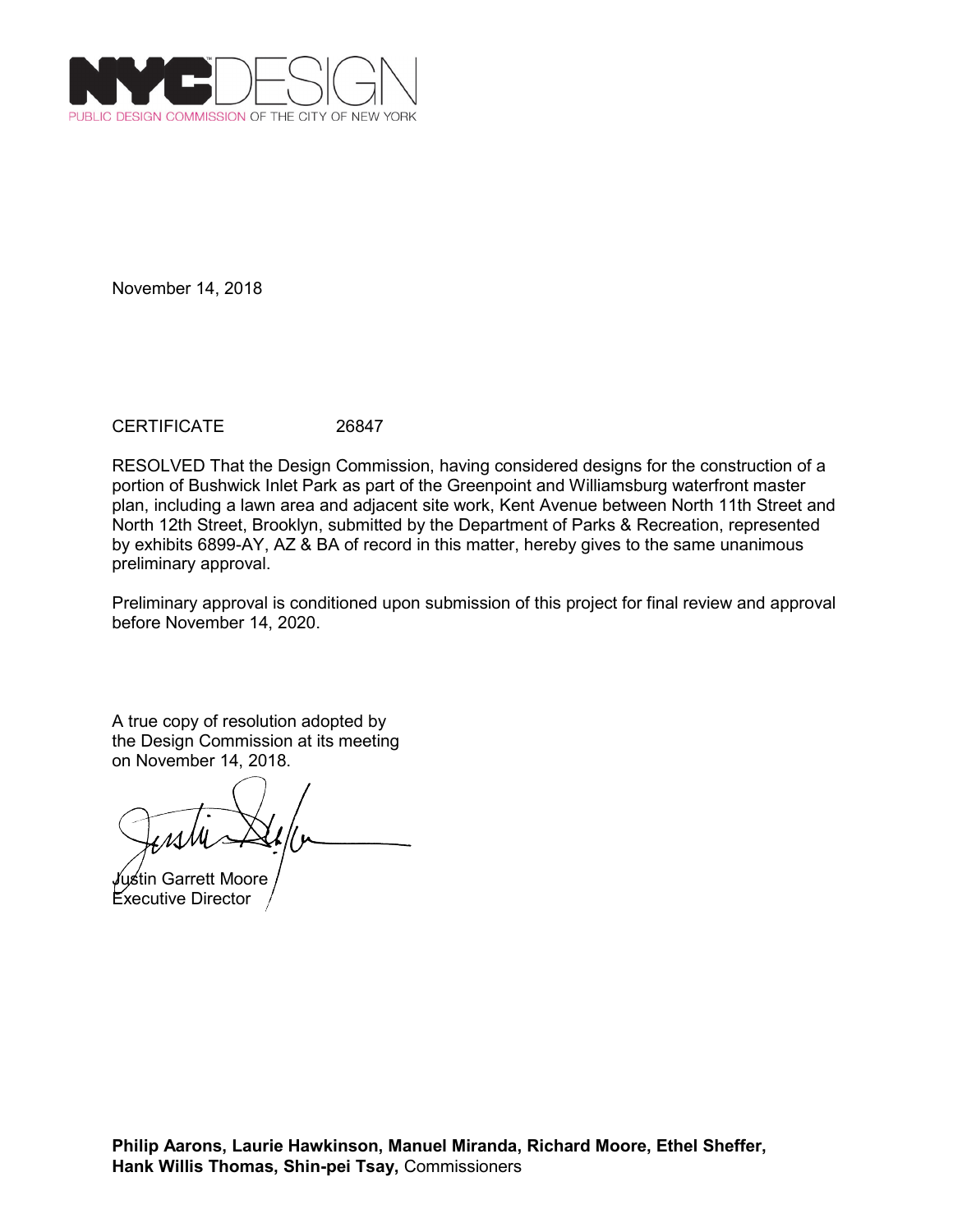NYCDESIGN

PUBLIC DESIGN COMMISSION OF THE CITY OF NEW YORK

November 14, 2018

CERTIFICATE 26847

RESOLVED That the Design Commission, having considered designs for the construction of a portion of Bushwick Inlet Park as part of the Greenpoint and Williamsburg waterfront master plan, including a lawn area and adjacent site work, Kent Avenue between North 11th Street and North 12th Street, Brooklyn, submitted by the Department of Parks & Recreation, represented by exhibits 6899-AY, AZ & BA of record in this matter, hereby gives to the same unanimous preliminary approval.

Preliminary approval is conditioned upon submission of this project for final review and approval before November 14, 2020.

A true copy of resolution adopted by the Design Commission at its meeting on November 14, 2018.

Justin Garrett Moore
Executive Director

**Philip Aarons, Laurie Hawkinson, Manuel Miranda, Richard Moore, Ethel Sheffer, Hank Willis Thomas, Shin-pei Tsay,** Commissioners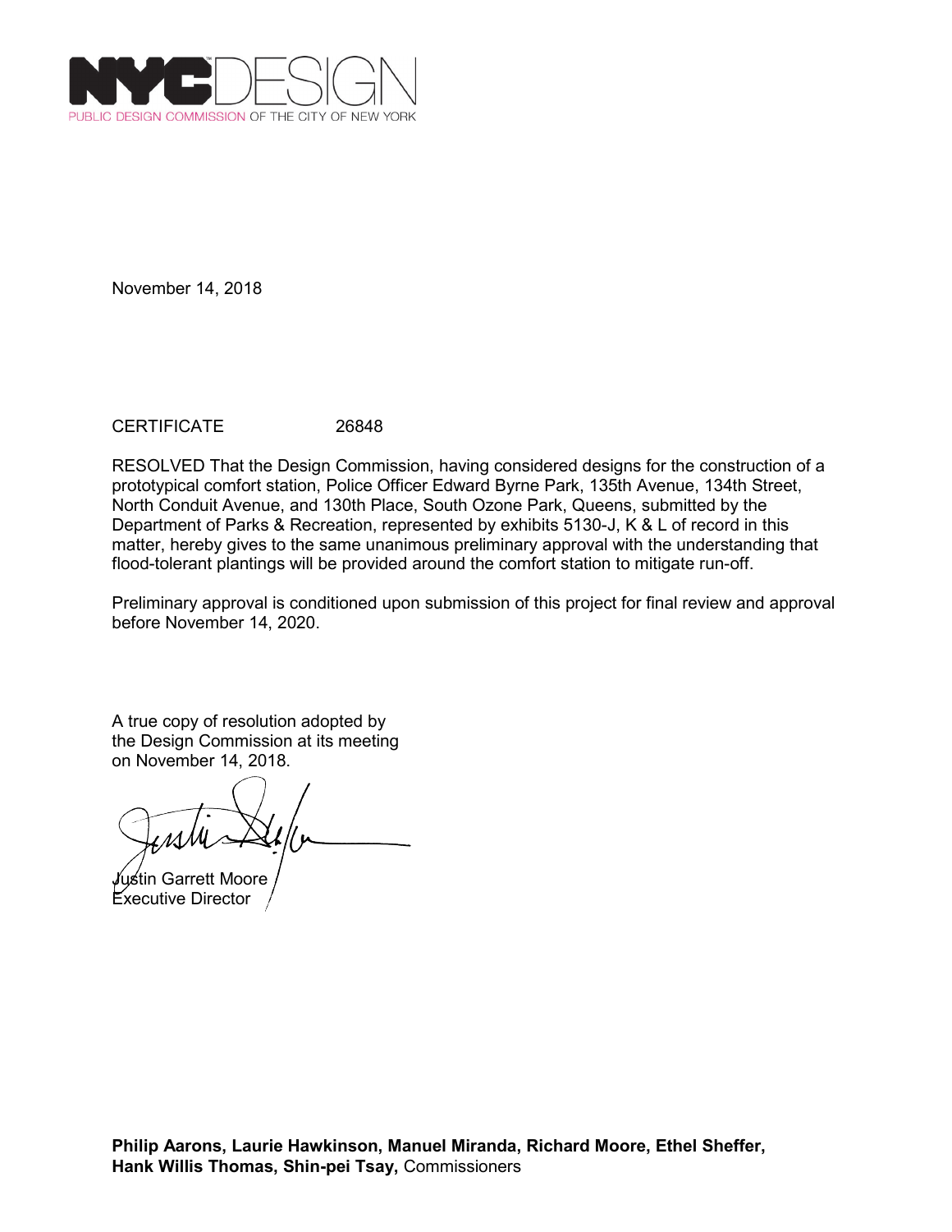NYC DESIGN

PUBLIC DESIGN COMMISSION OF THE CITY OF NEW YORK

November 14, 2018

CERTIFICATE 26848

RESOLVED That the Design Commission, having considered designs for the construction of a prototypical comfort station, Police Officer Edward Byrne Park, 135th Avenue, 134th Street, North Conduit Avenue, and 130th Place, South Ozone Park, Queens, submitted by the Department of Parks & Recreation, represented by exhibits 5130-J, K & L of record in this matter, hereby gives to the same unanimous preliminary approval with the understanding that flood-tolerant plantings will be provided around the comfort station to mitigate run-off.

Preliminary approval is conditioned upon submission of this project for final review and approval before November 14, 2020.

A true copy of resolution adopted by the Design Commission at its meeting on November 14, 2018.

Justin Garrett Moore
Executive Director

**Philip Aarons, Laurie Hawkinson, Manuel Miranda, Richard Moore, Ethel Sheffer, Hank Willis Thomas, Shin-pei Tsay,** Commissioners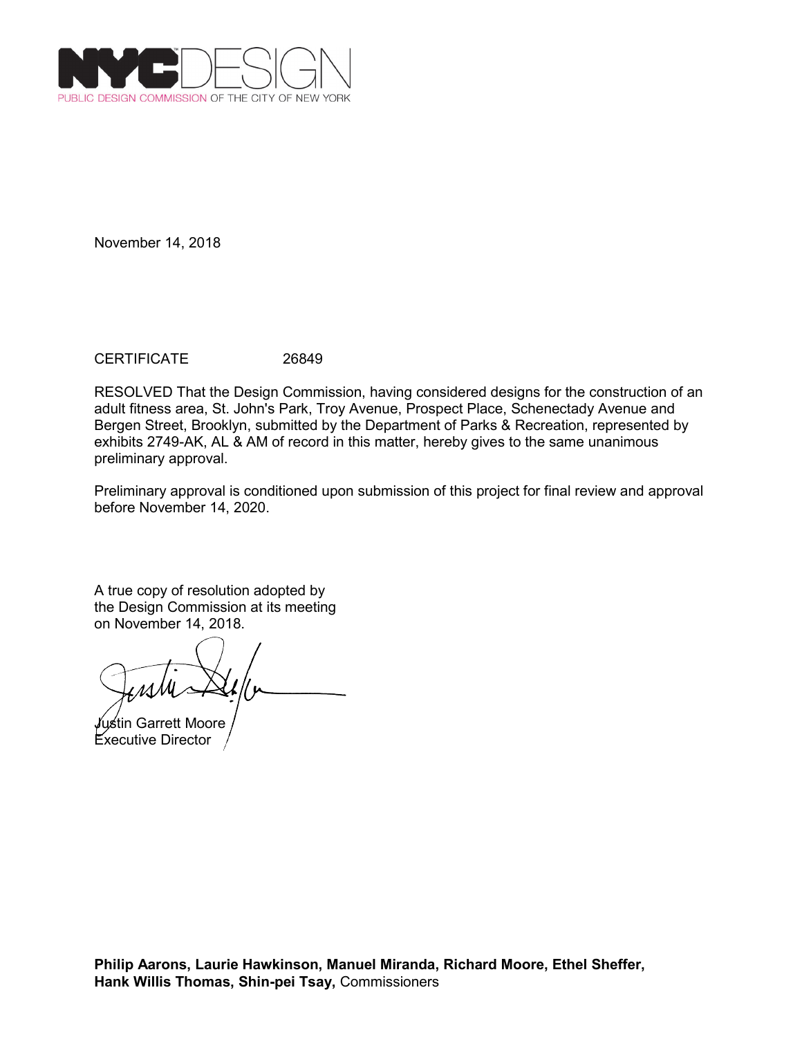NYCDESIGN
PUBLIC DESIGN COMMISSION OF THE CITY OF NEW YORK

November 14, 2018

CERTIFICATE 26849

RESOLVED That the Design Commission, having considered designs for the construction of an adult fitness area, St. John's Park, Troy Avenue, Prospect Place, Schenectady Avenue and Bergen Street, Brooklyn, submitted by the Department of Parks & Recreation, represented by exhibits 2749-AK, AL & AM of record in this matter, hereby gives to the same unanimous preliminary approval.

Preliminary approval is conditioned upon submission of this project for final review and approval before November 14, 2020.

A true copy of resolution adopted by the Design Commission at its meeting on November 14, 2018.

Justin Garrett Moore
Executive Director

**Philip Aarons, Laurie Hawkinson, Manuel Miranda, Richard Moore, Ethel Sheffer, Hank Willis Thomas, Shin-pei Tsay,** Commissioners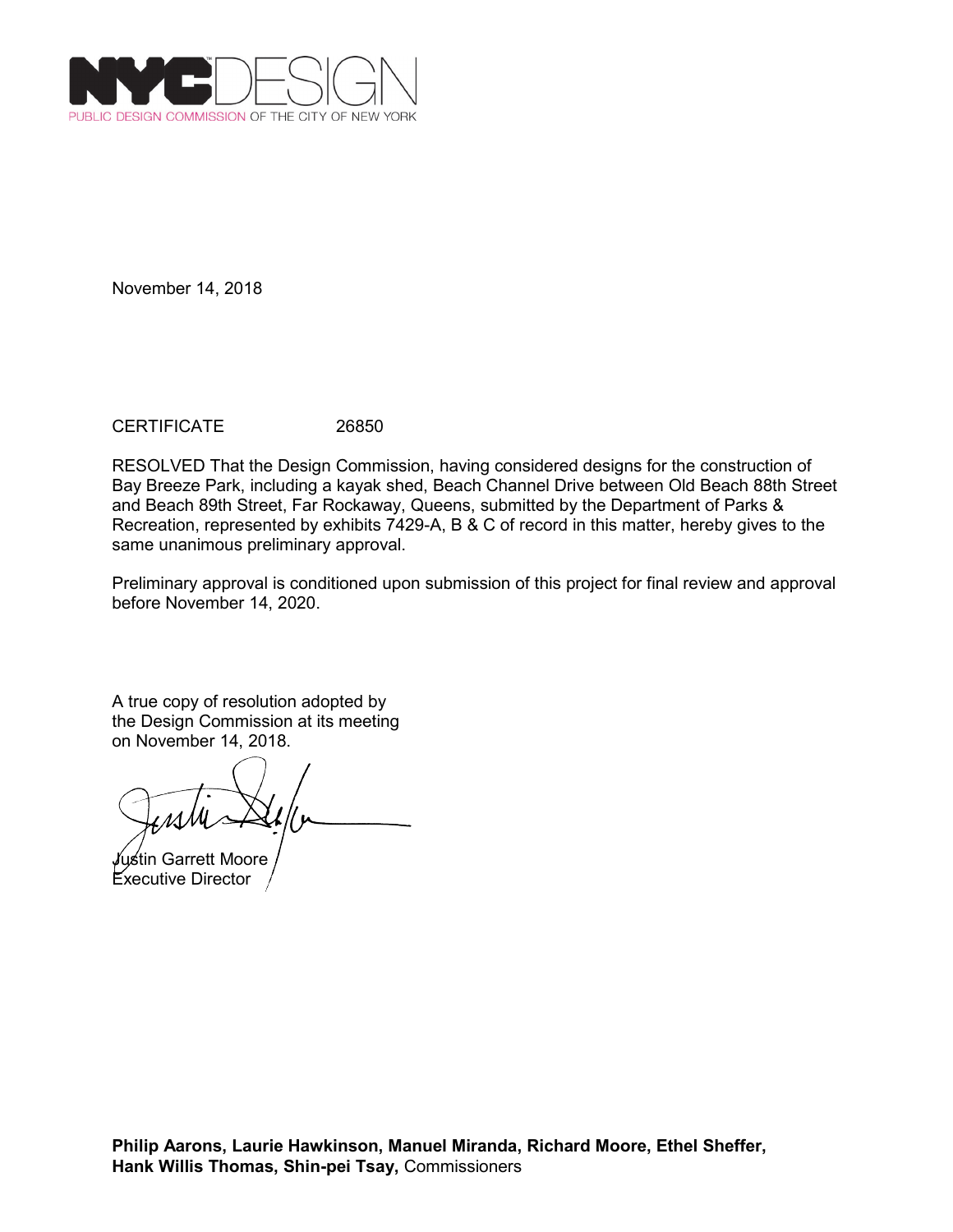NYCDESIGN
PUBLIC DESIGN COMMISSION OF THE CITY OF NEW YORK

November 14, 2018

CERTIFICATE 26850

RESOLVED That the Design Commission, having considered designs for the construction of Bay Breeze Park, including a kayak shed, Beach Channel Drive between Old Beach 88th Street and Beach 89th Street, Far Rockaway, Queens, submitted by the Department of Parks & Recreation, represented by exhibits 7429-A, B & C of record in this matter, hereby gives to the same unanimous preliminary approval.

Preliminary approval is conditioned upon submission of this project for final review and approval before November 14, 2020.

A true copy of resolution adopted by the Design Commission at its meeting on November 14, 2018.

Justin Garrett Moore
Executive Director

**Philip Aarons, Laurie Hawkinson, Manuel Miranda, Richard Moore, Ethel Sheffer, Hank Willis Thomas, Shin-pei Tsay,** Commissioners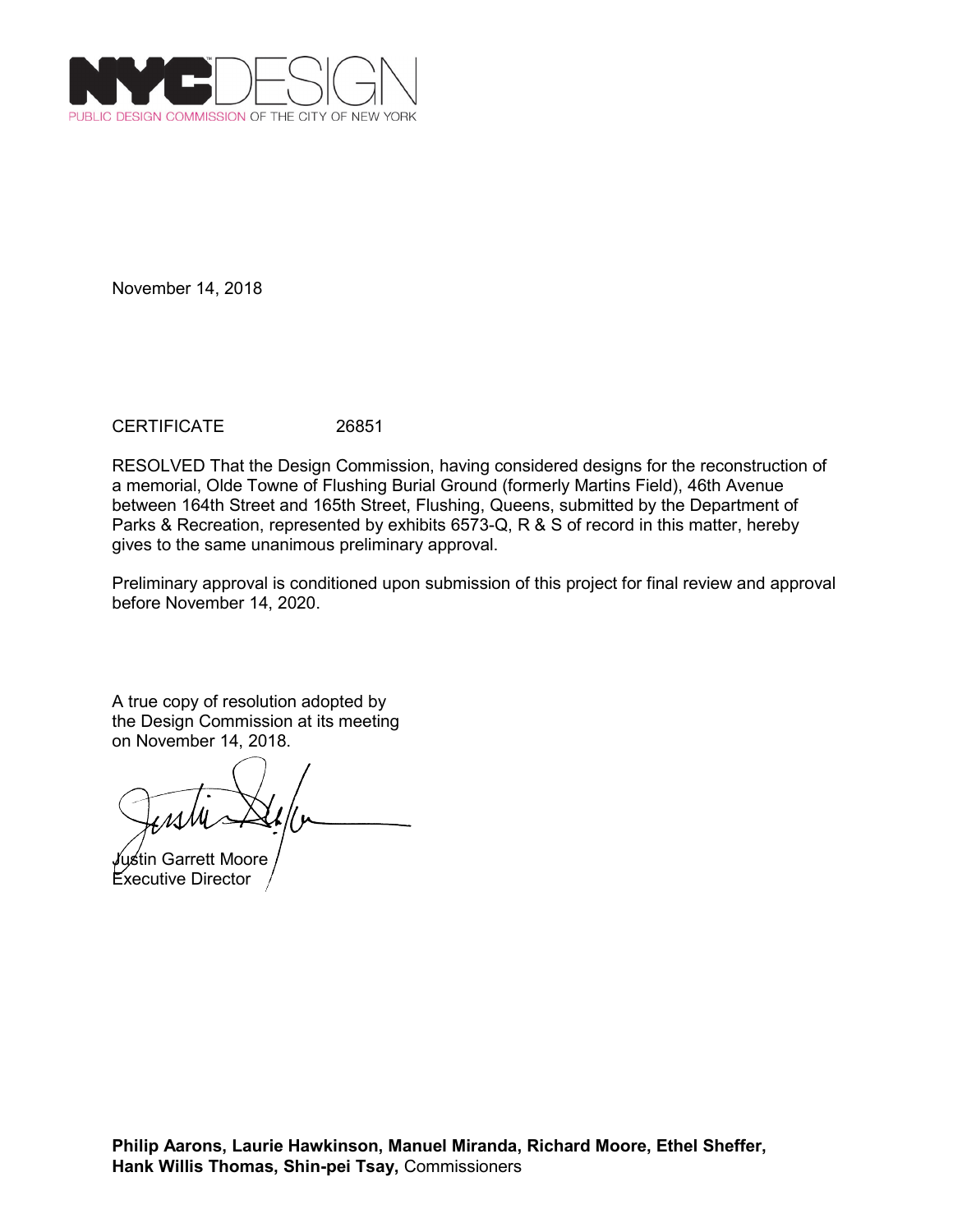NYCDESIGN

PUBLIC DESIGN COMMISSION OF THE CITY OF NEW YORK

November 14, 2018

CERTIFICATE 26851

RESOLVED That the Design Commission, having considered designs for the reconstruction of a memorial, Olde Towne of Flushing Burial Ground (formerly Martins Field), 46th Avenue between 164th Street and 165th Street, Flushing, Queens, submitted by the Department of Parks & Recreation, represented by exhibits 6573-Q, R & S of record in this matter, hereby gives to the same unanimous preliminary approval.

Preliminary approval is conditioned upon submission of this project for final review and approval before November 14, 2020.

A true copy of resolution adopted by the Design Commission at its meeting on November 14, 2018.

Justin Garrett Moore
Executive Director

**Philip Aarons, Laurie Hawkinson, Manuel Miranda, Richard Moore, Ethel Sheffer, Hank Willis Thomas, Shin-pei Tsay,** Commissioners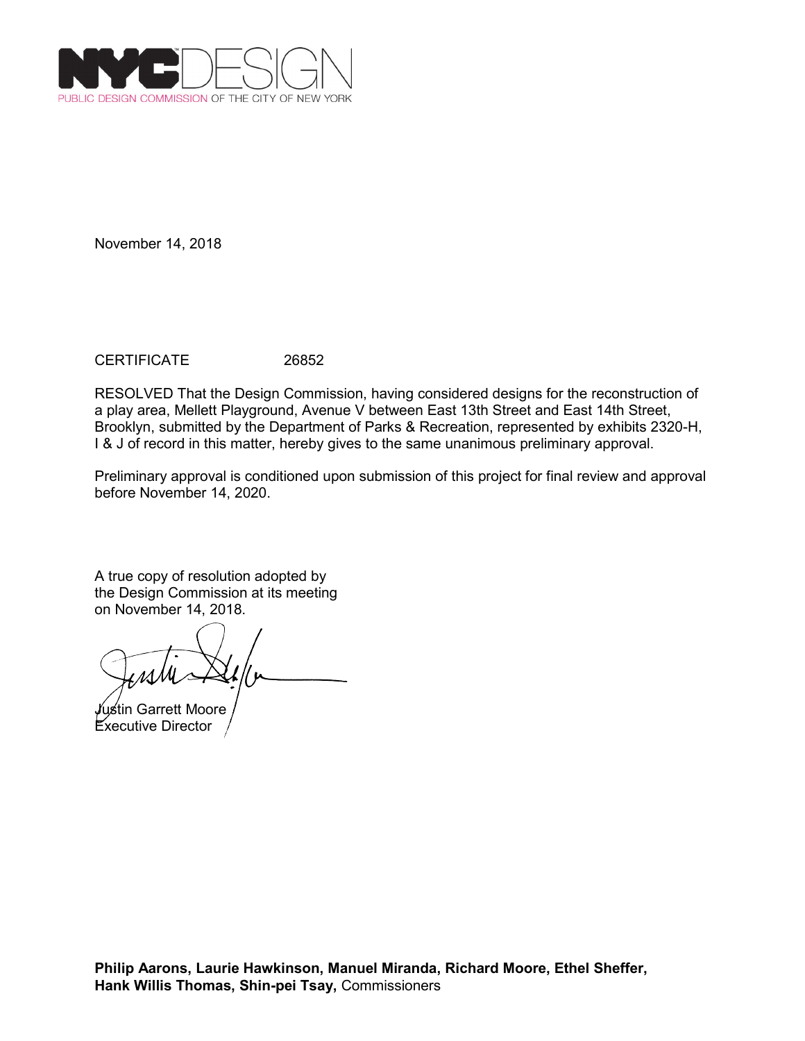NYC DESIGN
PUBLIC DESIGN COMMISSION OF THE CITY OF NEW YORK

November 14, 2018

CERTIFICATE 26852

RESOLVED That the Design Commission, having considered designs for the reconstruction of a play area, Mellett Playground, Avenue V between East 13th Street and East 14th Street, Brooklyn, submitted by the Department of Parks & Recreation, represented by exhibits 2320-H, I & J of record in this matter, hereby gives to the same unanimous preliminary approval.

Preliminary approval is conditioned upon submission of this project for final review and approval before November 14, 2020.

A true copy of resolution adopted by the Design Commission at its meeting on November 14, 2018.

Justin Garrett Moore
Executive Director

**Philip Aarons, Laurie Hawkinson, Manuel Miranda, Richard Moore, Ethel Sheffer, Hank Willis Thomas, Shin-pei Tsay,** Commissioners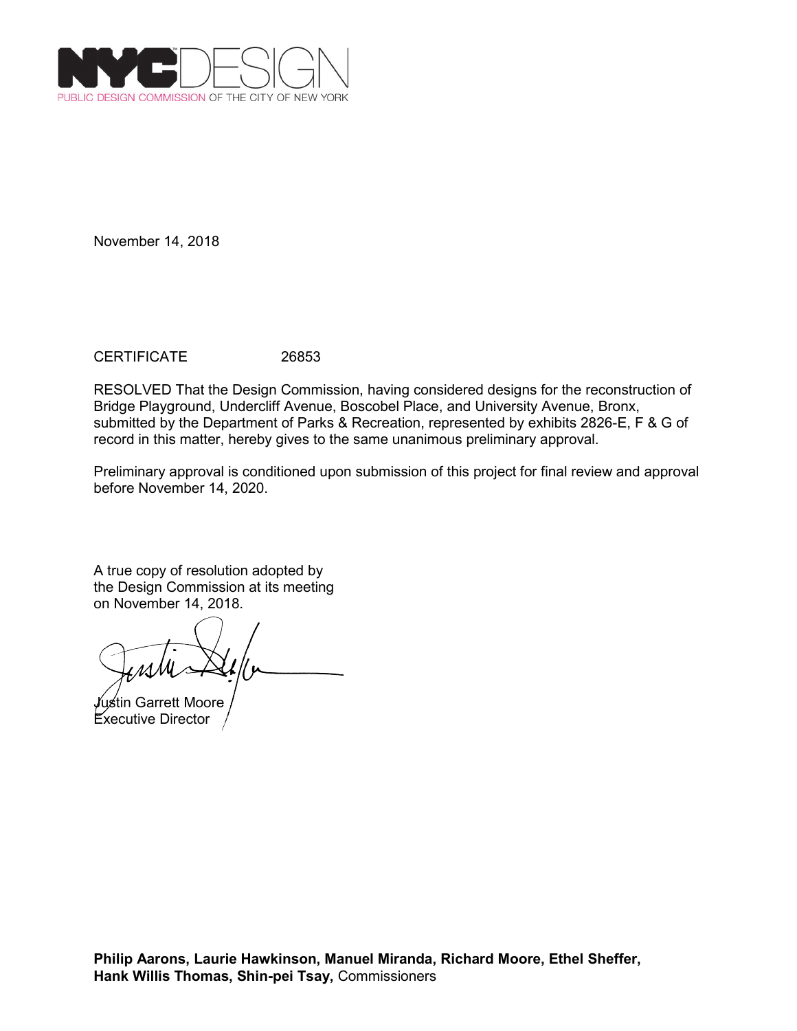NYCDESIGN
PUBLIC DESIGN COMMISSION OF THE CITY OF NEW YORK

November 14, 2018

CERTIFICATE 26853

RESOLVED That the Design Commission, having considered designs for the reconstruction of Bridge Playground, Undercliff Avenue, Boscobel Place, and University Avenue, Bronx, submitted by the Department of Parks & Recreation, represented by exhibits 2826-E, F & G of record in this matter, hereby gives to the same unanimous preliminary approval.

Preliminary approval is conditioned upon submission of this project for final review and approval before November 14, 2020.

A true copy of resolution adopted by
the Design Commission at its meeting
on November 14, 2018.

Justin Garrett Moore
Executive Director

**Philip Aarons, Laurie Hawkinson, Manuel Miranda, Richard Moore, Ethel Sheffer, Hank Willis Thomas, Shin-pei Tsay,** Commissioners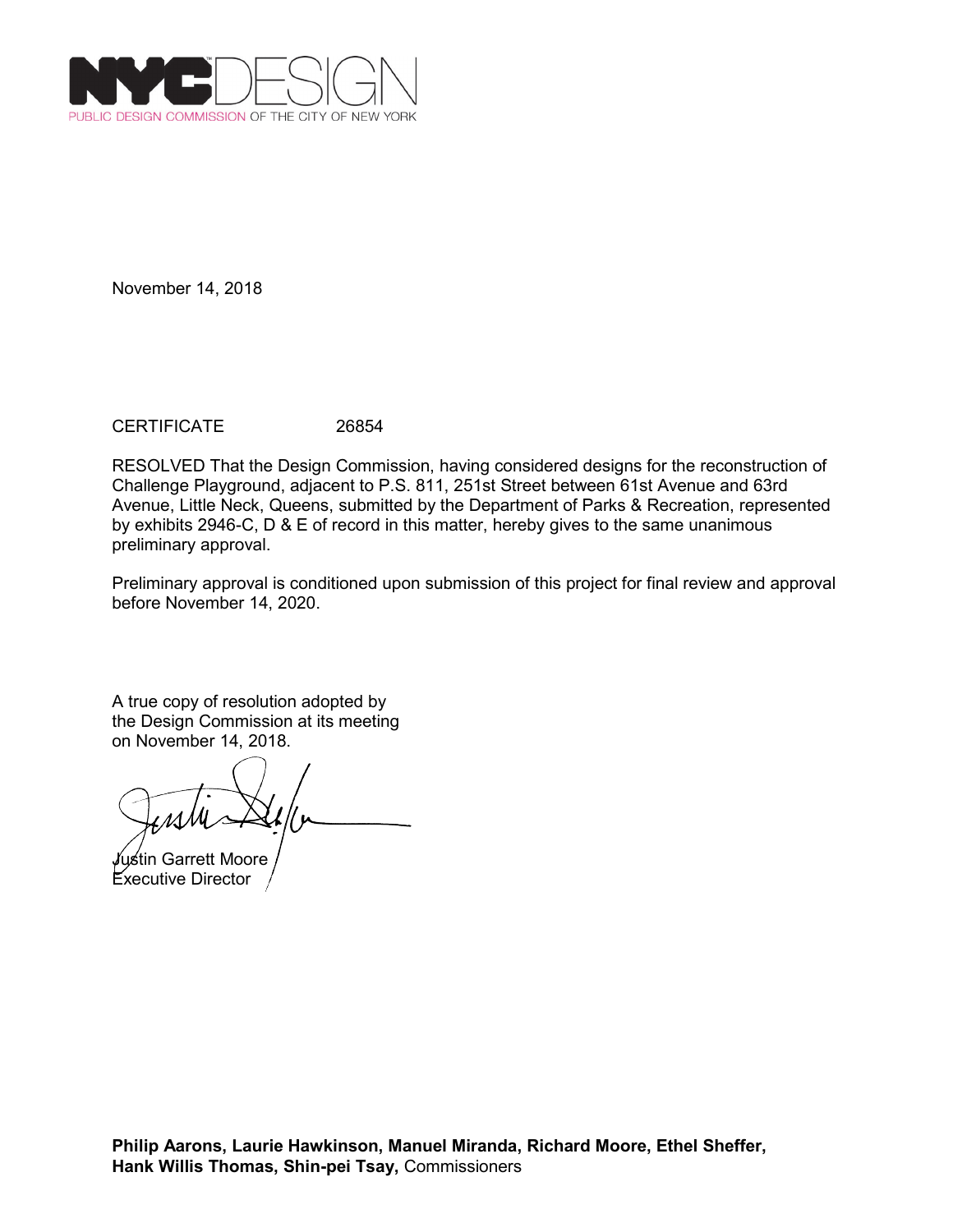NYCDESIGN
PUBLIC DESIGN COMMISSION OF THE CITY OF NEW YORK

November 14, 2018

CERTIFICATE 26854

RESOLVED That the Design Commission, having considered designs for the reconstruction of Challenge Playground, adjacent to P.S. 811, 251st Street between 61st Avenue and 63rd Avenue, Little Neck, Queens, submitted by the Department of Parks & Recreation, represented by exhibits 2946-C, D & E of record in this matter, hereby gives to the same unanimous preliminary approval.

Preliminary approval is conditioned upon submission of this project for final review and approval before November 14, 2020.

A true copy of resolution adopted by the Design Commission at its meeting on November 14, 2018.

Justin Garrett Moore
Executive Director

**Philip Aarons, Laurie Hawkinson, Manuel Miranda, Richard Moore, Ethel Sheffer, Hank Willis Thomas, Shin-pei Tsay,** Commissioners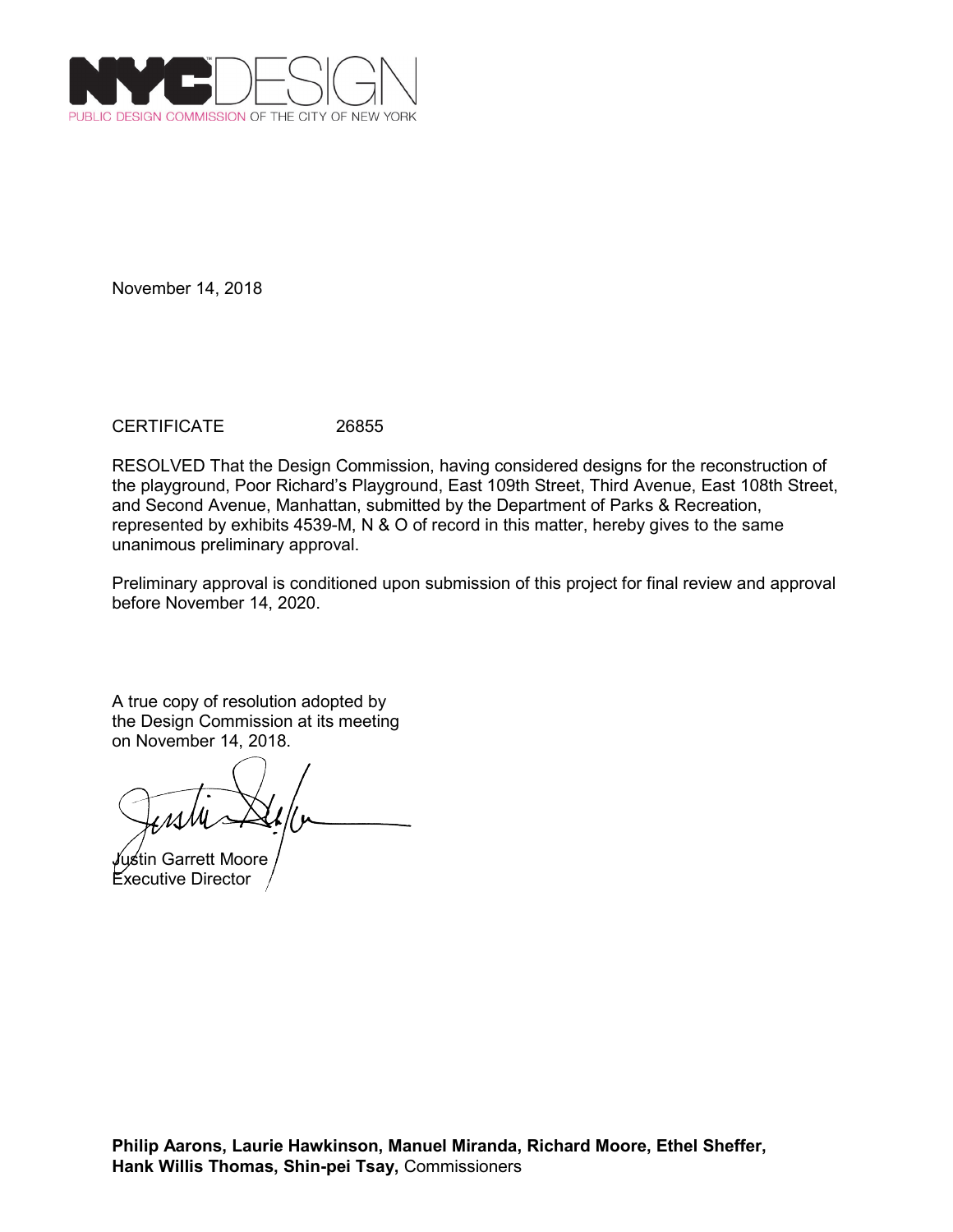NYCDESIGN
PUBLIC DESIGN COMMISSION OF THE CITY OF NEW YORK

November 14, 2018

CERTIFICATE 26855

RESOLVED That the Design Commission, having considered designs for the reconstruction of the playground, Poor Richard's Playground, East 109th Street, Third Avenue, East 108th Street, and Second Avenue, Manhattan, submitted by the Department of Parks & Recreation, represented by exhibits 4539-M, N & O of record in this matter, hereby gives to the same unanimous preliminary approval.

Preliminary approval is conditioned upon submission of this project for final review and approval before November 14, 2020.

A true copy of resolution adopted by the Design Commission at its meeting on November 14, 2018.

Justin Garrett Moore
Executive Director

**Philip Aarons, Laurie Hawkinson, Manuel Miranda, Richard Moore, Ethel Sheffer, Hank Willis Thomas, Shin-pei Tsay,** Commissioners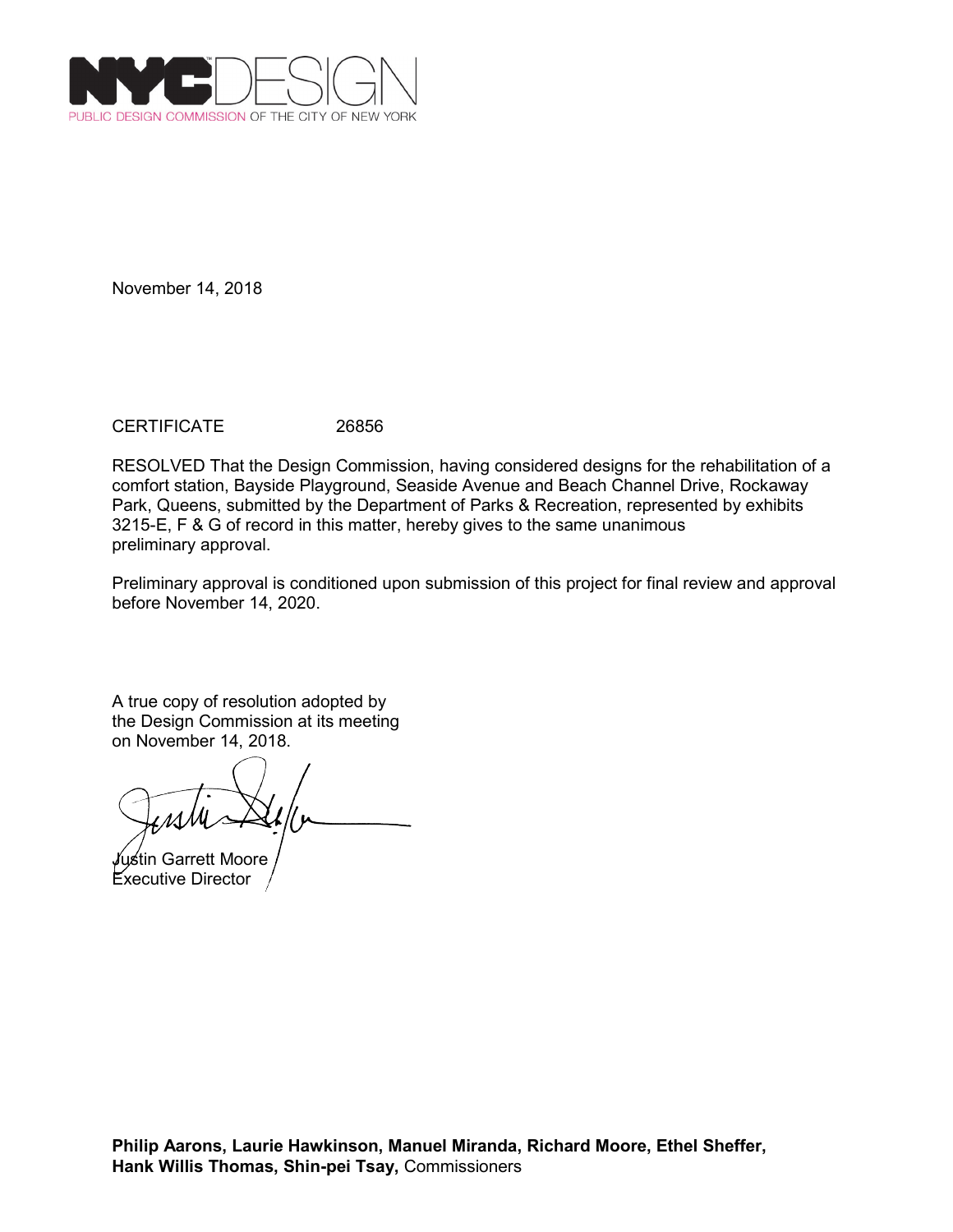NYCDESIGN
PUBLIC DESIGN COMMISSION OF THE CITY OF NEW YORK

November 14, 2018

CERTIFICATE 26856

RESOLVED That the Design Commission, having considered designs for the rehabilitation of a comfort station, Bayside Playground, Seaside Avenue and Beach Channel Drive, Rockaway Park, Queens, submitted by the Department of Parks & Recreation, represented by exhibits 3215-E, F & G of record in this matter, hereby gives to the same unanimous preliminary approval.

Preliminary approval is conditioned upon submission of this project for final review and approval before November 14, 2020.

A true copy of resolution adopted by the Design Commission at its meeting on November 14, 2018.

Justin Garrett Moore
Executive Director

**Philip Aarons, Laurie Hawkinson, Manuel Miranda, Richard Moore, Ethel Sheffer, Hank Willis Thomas, Shin-pei Tsay,** Commissioners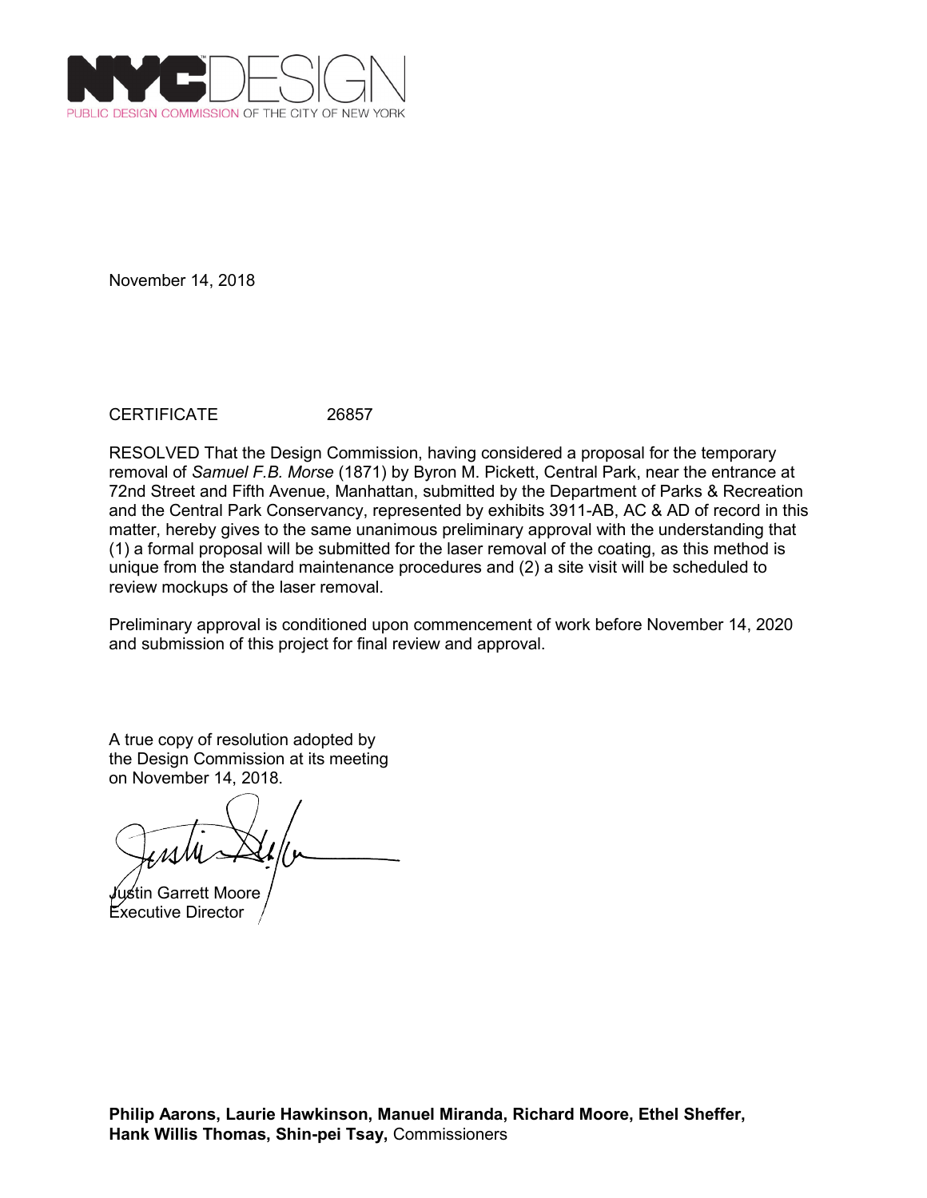NYCDESIGN
PUBLIC DESIGN COMMISSION OF THE CITY OF NEW YORK

November 14, 2018

CERTIFICATE 26857

RESOLVED That the Design Commission, having considered a proposal for the temporary removal of *Samuel F.B. Morse* (1871) by Byron M. Pickett, Central Park, near the entrance at 72nd Street and Fifth Avenue, Manhattan, submitted by the Department of Parks & Recreation and the Central Park Conservancy, represented by exhibits 3911-AB, AC & AD of record in this matter, hereby gives to the same unanimous preliminary approval with the understanding that (1) a formal proposal will be submitted for the laser removal of the coating, as this method is unique from the standard maintenance procedures and (2) a site visit will be scheduled to review mockups of the laser removal.

Preliminary approval is conditioned upon commencement of work before November 14, 2020 and submission of this project for final review and approval.

A true copy of resolution adopted by the Design Commission at its meeting on November 14, 2018.

Justin Garrett Moore
Executive Director

**Philip Aarons, Laurie Hawkinson, Manuel Miranda, Richard Moore, Ethel Sheffer, Hank Willis Thomas, Shin-pei Tsay,** Commissioners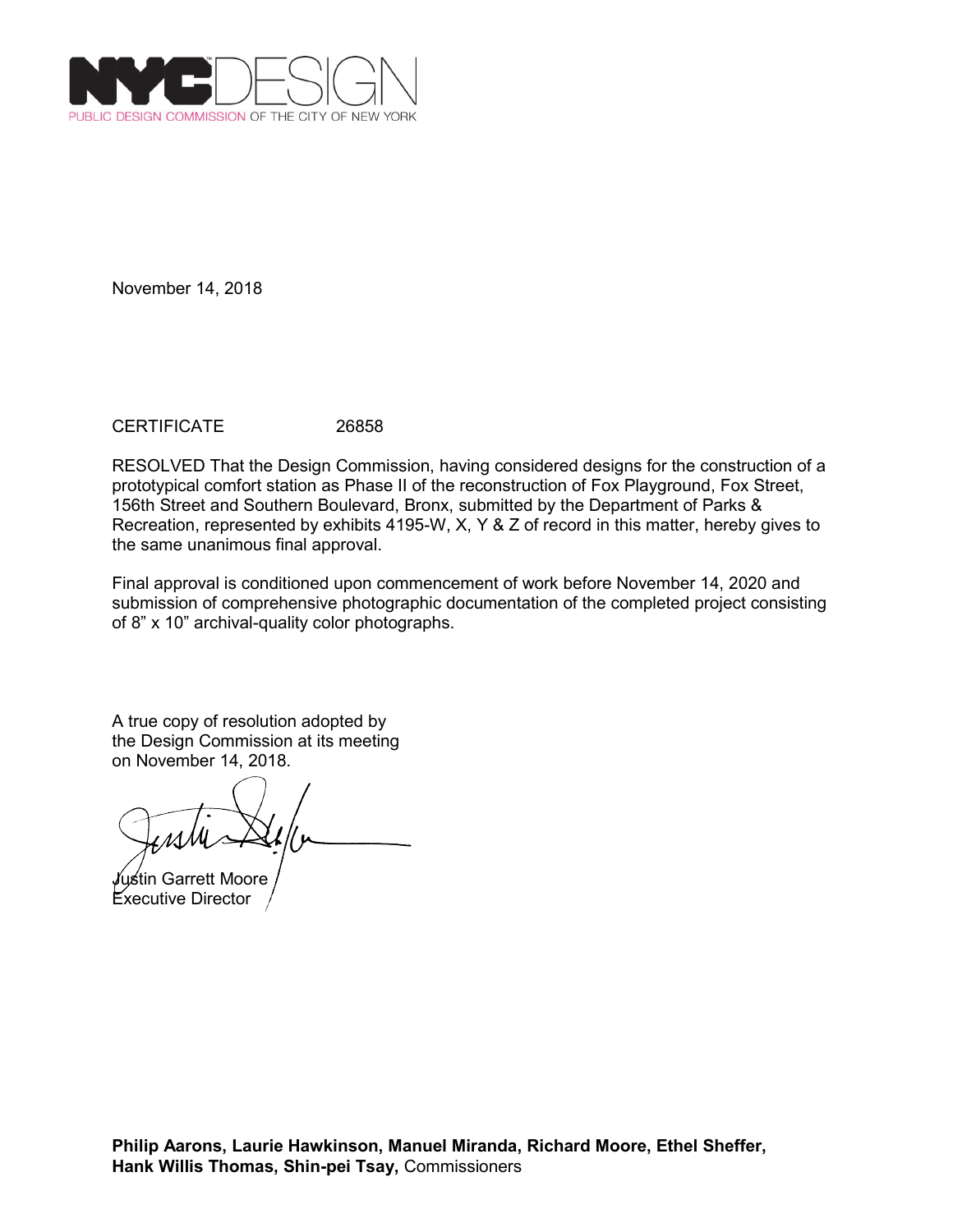NYC DESIGN
PUBLIC DESIGN COMMISSION OF THE CITY OF NEW YORK

November 14, 2018

CERTIFICATE 26858

RESOLVED That the Design Commission, having considered designs for the construction of a prototypical comfort station as Phase II of the reconstruction of Fox Playground, Fox Street, 156th Street and Southern Boulevard, Bronx, submitted by the Department of Parks & Recreation, represented by exhibits 4195-W, X, Y & Z of record in this matter, hereby gives to the same unanimous final approval.

Final approval is conditioned upon commencement of work before November 14, 2020 and submission of comprehensive photographic documentation of the completed project consisting of 8" x 10" archival-quality color photographs.

A true copy of resolution adopted by the Design Commission at its meeting on November 14, 2018.

Justin Garrett Moore
Executive Director

**Philip Aarons, Laurie Hawkinson, Manuel Miranda, Richard Moore, Ethel Sheffer, Hank Willis Thomas, Shin-pei Tsay,** Commissioners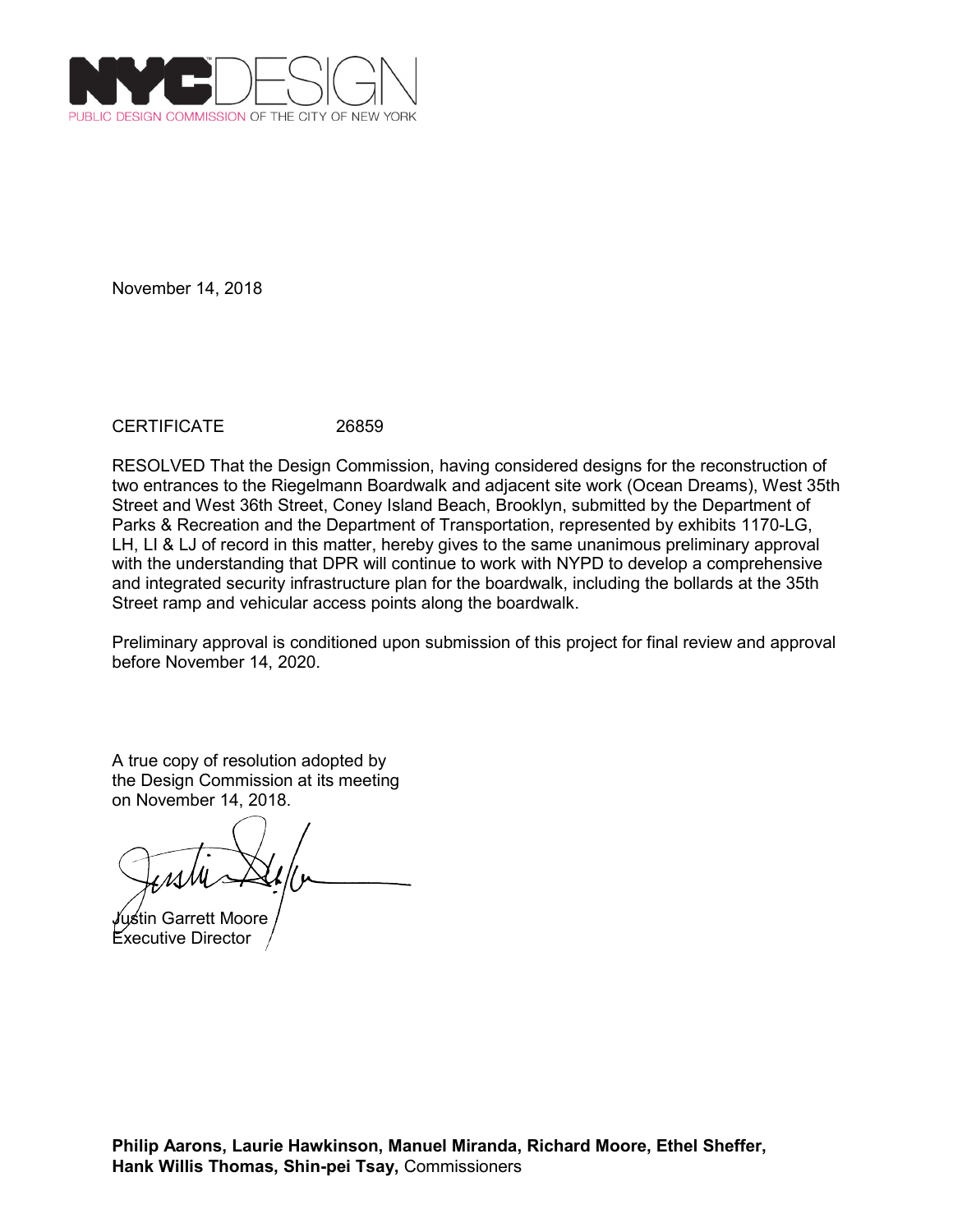NYC DESIGN
PUBLIC DESIGN COMMISSION OF THE CITY OF NEW YORK

November 14, 2018

CERTIFICATE 26859

RESOLVED That the Design Commission, having considered designs for the reconstruction of two entrances to the Riegelmann Boardwalk and adjacent site work (Ocean Dreams), West 35th Street and West 36th Street, Coney Island Beach, Brooklyn, submitted by the Department of Parks & Recreation and the Department of Transportation, represented by exhibits 1170-LG, LH, LI & LJ of record in this matter, hereby gives to the same unanimous preliminary approval with the understanding that DPR will continue to work with NYPD to develop a comprehensive and integrated security infrastructure plan for the boardwalk, including the bollards at the 35th Street ramp and vehicular access points along the boardwalk.

Preliminary approval is conditioned upon submission of this project for final review and approval before November 14, 2020.

A true copy of resolution adopted by the Design Commission at its meeting on November 14, 2018.

Justin Garrett Moore
Executive Director

**Philip Aarons, Laurie Hawkinson, Manuel Miranda, Richard Moore, Ethel Sheffer, Hank Willis Thomas, Shin-pei Tsay,** Commissioners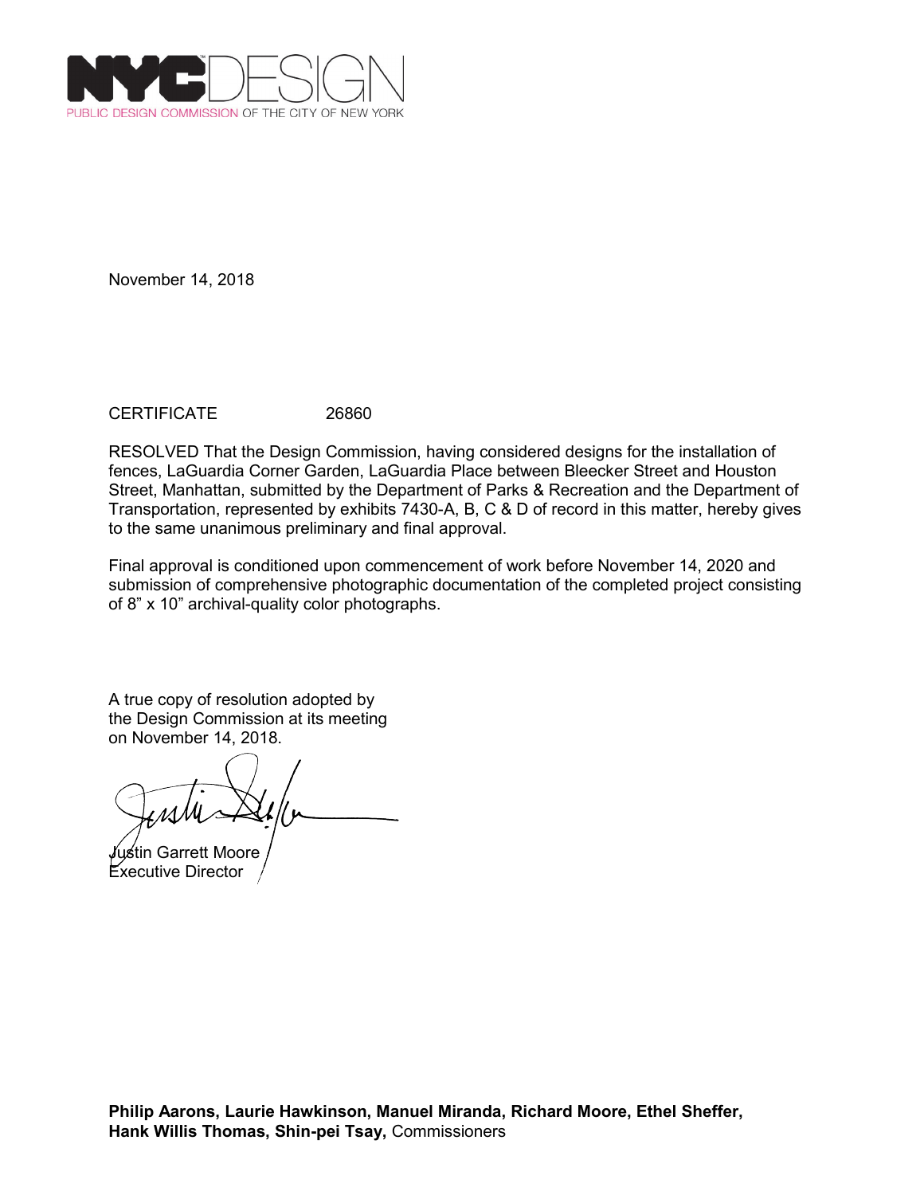NYCDESIGN
PUBLIC DESIGN COMMISSION OF THE CITY OF NEW YORK

November 14, 2018

CERTIFICATE 26860

RESOLVED That the Design Commission, having considered designs for the installation of fences, LaGuardia Corner Garden, LaGuardia Place between Bleecker Street and Houston Street, Manhattan, submitted by the Department of Parks & Recreation and the Department of Transportation, represented by exhibits 7430-A, B, C & D of record in this matter, hereby gives to the same unanimous preliminary and final approval.

Final approval is conditioned upon commencement of work before November 14, 2020 and submission of comprehensive photographic documentation of the completed project consisting of 8” x 10” archival-quality color photographs.

A true copy of resolution adopted by the Design Commission at its meeting on November 14, 2018.

Justin Garrett Moore
Executive Director

**Philip Aarons, Laurie Hawkinson, Manuel Miranda, Richard Moore, Ethel Sheffer, Hank Willis Thomas, Shin-pei Tsay,** Commissioners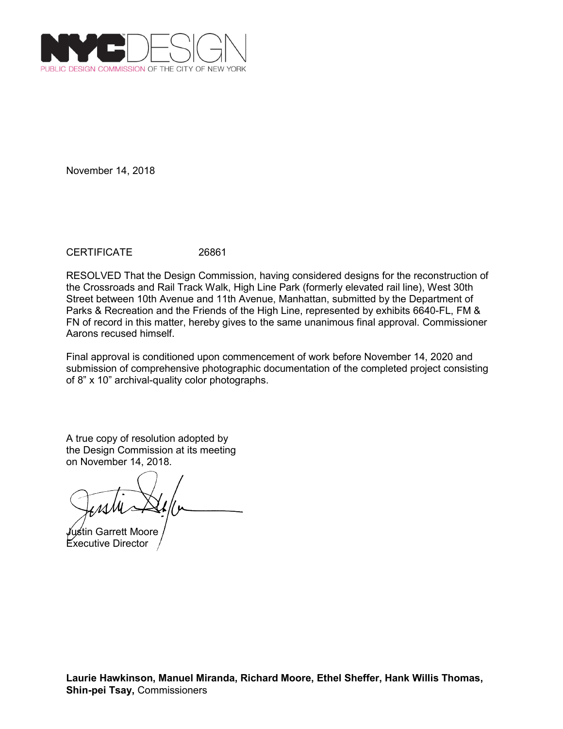NYCDESIGN
PUBLIC DESIGN COMMISSION OF THE CITY OF NEW YORK

November 14, 2018

CERTIFICATE 26861

RESOLVED That the Design Commission, having considered designs for the reconstruction of the Crossroads and Rail Track Walk, High Line Park (formerly elevated rail line), West 30th Street between 10th Avenue and 11th Avenue, Manhattan, submitted by the Department of Parks & Recreation and the Friends of the High Line, represented by exhibits 6640-FL, FM & FN of record in this matter, hereby gives to the same unanimous final approval. Commissioner Aarons recused himself.

Final approval is conditioned upon commencement of work before November 14, 2020 and submission of comprehensive photographic documentation of the completed project consisting of 8” x 10” archival-quality color photographs.

A true copy of resolution adopted by the Design Commission at its meeting on November 14, 2018.

Justin Garrett Moore
Executive Director

**Laurie Hawkinson, Manuel Miranda, Richard Moore, Ethel Sheffer, Hank Willis Thomas, Shin-pei Tsay,** Commissioners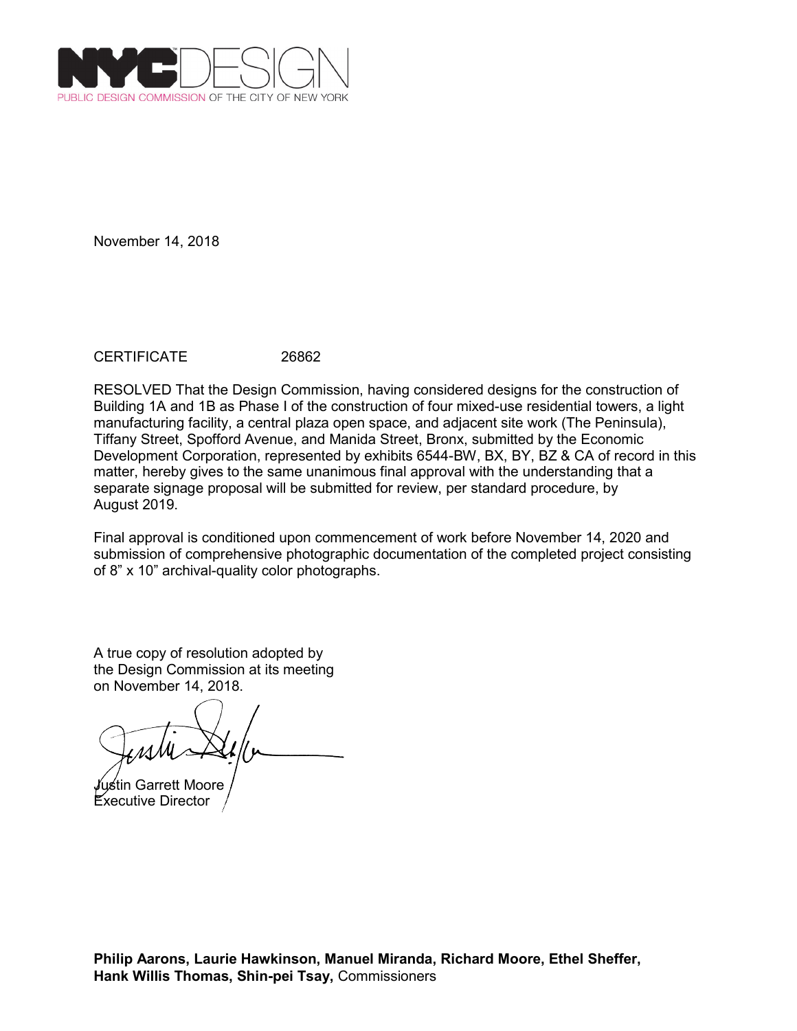NYCDESIGN

PUBLIC DESIGN COMMISSION OF THE CITY OF NEW YORK

November 14, 2018

CERTIFICATE 26862

RESOLVED That the Design Commission, having considered designs for the construction of Building 1A and 1B as Phase I of the construction of four mixed-use residential towers, a light manufacturing facility, a central plaza open space, and adjacent site work (The Peninsula), Tiffany Street, Spofford Avenue, and Manida Street, Bronx, submitted by the Economic Development Corporation, represented by exhibits 6544-BW, BX, BY, BZ & CA of record in this matter, hereby gives to the same unanimous final approval with the understanding that a separate signage proposal will be submitted for review, per standard procedure, by August 2019.

Final approval is conditioned upon commencement of work before November 14, 2020 and submission of comprehensive photographic documentation of the completed project consisting of 8” x 10” archival-quality color photographs.

A true copy of resolution adopted by the Design Commission at its meeting on November 14, 2018.

Justin Garrett Moore
Executive Director

**Philip Aarons, Laurie Hawkinson, Manuel Miranda, Richard Moore, Ethel Sheffer, Hank Willis Thomas, Shin-pei Tsay,** Commissioners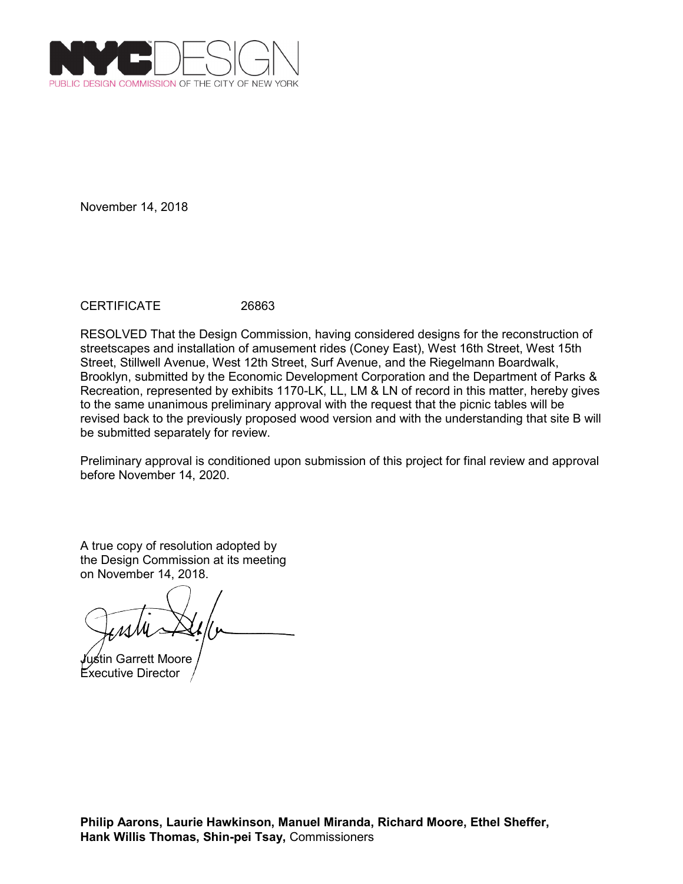NYC DESIGN
PUBLIC DESIGN COMMISSION OF THE CITY OF NEW YORK

November 14, 2018

CERTIFICATE 26863

RESOLVED That the Design Commission, having considered designs for the reconstruction of streetscapes and installation of amusement rides (Coney East), West 16th Street, West 15th Street, Stillwell Avenue, West 12th Street, Surf Avenue, and the Riegelmann Boardwalk, Brooklyn, submitted by the Economic Development Corporation and the Department of Parks & Recreation, represented by exhibits 1170-LK, LL, LM & LN of record in this matter, hereby gives to the same unanimous preliminary approval with the request that the picnic tables will be revised back to the previously proposed wood version and with the understanding that site B will be submitted separately for review.

Preliminary approval is conditioned upon submission of this project for final review and approval before November 14, 2020.

A true copy of resolution adopted by the Design Commission at its meeting on November 14, 2018.

Justin Garrett Moore
Executive Director

**Philip Aarons, Laurie Hawkinson, Manuel Miranda, Richard Moore, Ethel Sheffer, Hank Willis Thomas, Shin-pei Tsay,** Commissioners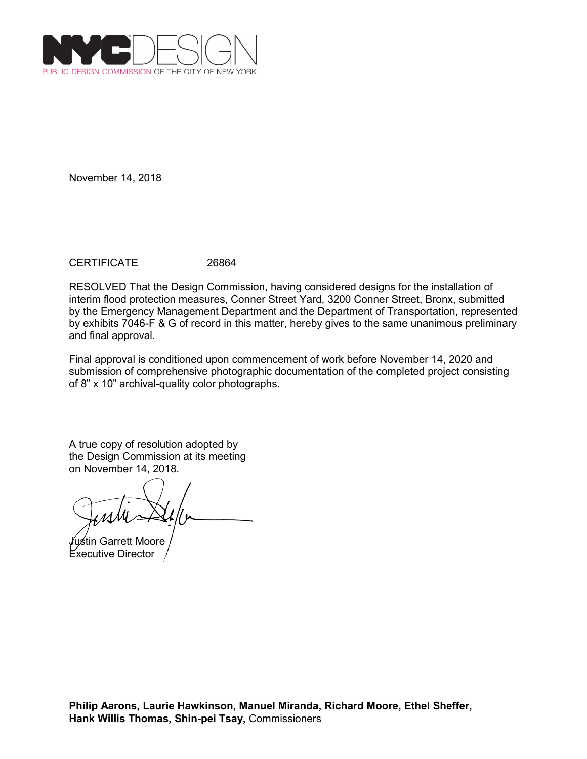NYC DESIGN
PUBLIC DESIGN COMMISSION OF THE CITY OF NEW YORK

November 14, 2018

CERTIFICATE 26864

RESOLVED That the Design Commission, having considered designs for the installation of interim flood protection measures, Conner Street Yard, 3200 Conner Street, Bronx, submitted by the Emergency Management Department and the Department of Transportation, represented by exhibits 7046-F & G of record in this matter, hereby gives to the same unanimous preliminary and final approval.

Final approval is conditioned upon commencement of work before November 14, 2020 and submission of comprehensive photographic documentation of the completed project consisting of 8” x 10” archival-quality color photographs.

A true copy of resolution adopted by the Design Commission at its meeting on November 14, 2018.

Justin Garrett Moore
Executive Director

**Philip Aarons, Laurie Hawkinson, Manuel Miranda, Richard Moore, Ethel Sheffer, Hank Willis Thomas, Shin-pei Tsay,** Commissioners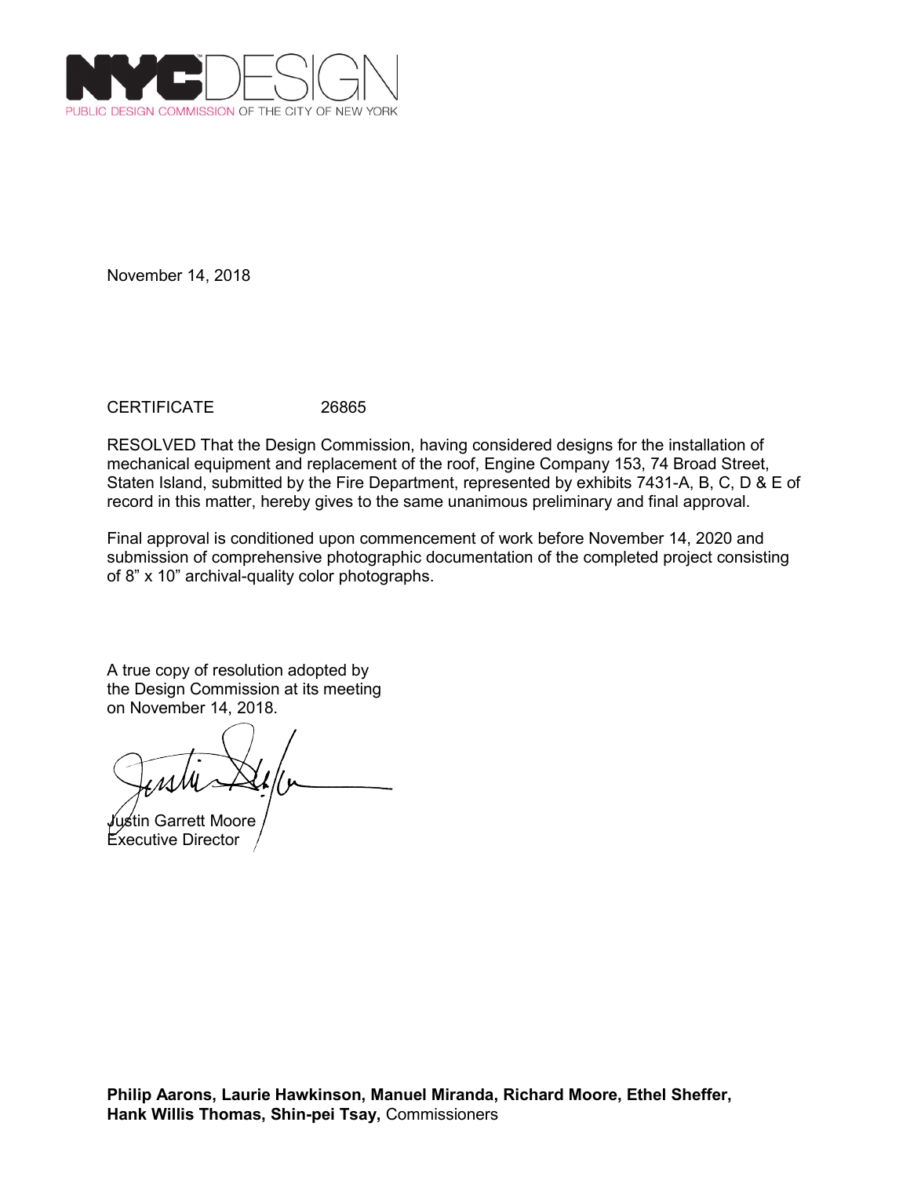NYCDESIGN
PUBLIC DESIGN COMMISSION OF THE CITY OF NEW YORK

November 14, 2018

CERTIFICATE 26865

RESOLVED That the Design Commission, having considered designs for the installation of mechanical equipment and replacement of the roof, Engine Company 153, 74 Broad Street, Staten Island, submitted by the Fire Department, represented by exhibits 7431-A, B, C, D & E of record in this matter, hereby gives to the same unanimous preliminary and final approval.

Final approval is conditioned upon commencement of work before November 14, 2020 and submission of comprehensive photographic documentation of the completed project consisting of 8” x 10” archival-quality color photographs.

A true copy of resolution adopted by the Design Commission at its meeting on November 14, 2018.

Justin Garrett Moore
Executive Director

**Philip Aarons, Laurie Hawkinson, Manuel Miranda, Richard Moore, Ethel Sheffer, Hank Willis Thomas, Shin-pei Tsay,** Commissioners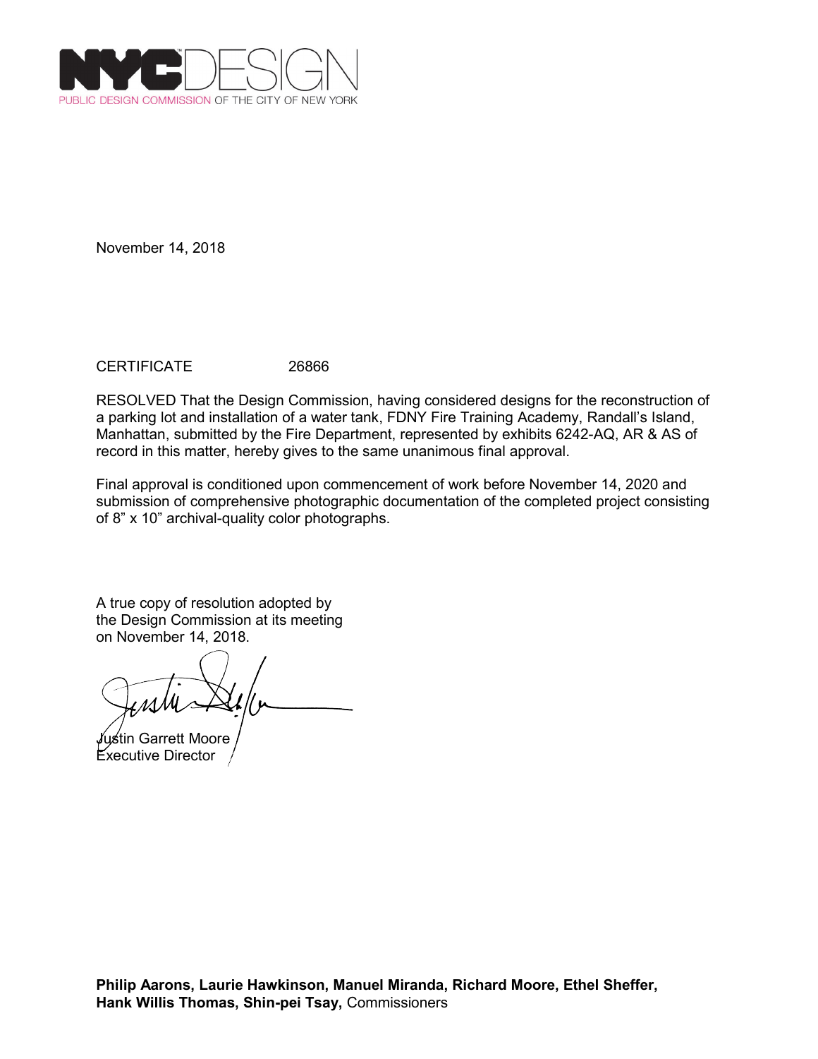NYCDESIGN

PUBLIC DESIGN COMMISSION OF THE CITY OF NEW YORK

November 14, 2018

CERTIFICATE 26866

RESOLVED That the Design Commission, having considered designs for the reconstruction of a parking lot and installation of a water tank, FDNY Fire Training Academy, Randall's Island, Manhattan, submitted by the Fire Department, represented by exhibits 6242-AQ, AR & AS of record in this matter, hereby gives to the same unanimous final approval.

Final approval is conditioned upon commencement of work before November 14, 2020 and submission of comprehensive photographic documentation of the completed project consisting of 8" x 10" archival-quality color photographs.

A true copy of resolution adopted by the Design Commission at its meeting on November 14, 2018.

Justin Garrett Moore
Executive Director

**Philip Aarons, Laurie Hawkinson, Manuel Miranda, Richard Moore, Ethel Sheffer, Hank Willis Thomas, Shin-pei Tsay,** Commissioners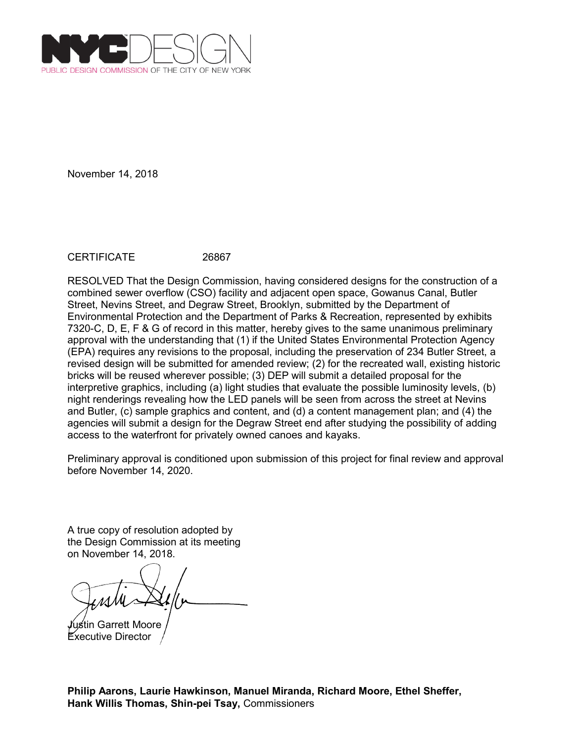NYCDESIGN
PUBLIC DESIGN COMMISSION OF THE CITY OF NEW YORK

November 14, 2018

CERTIFICATE 26867

RESOLVED That the Design Commission, having considered designs for the construction of a combined sewer overflow (CSO) facility and adjacent open space, Gowanus Canal, Butler Street, Nevins Street, and Degraw Street, Brooklyn, submitted by the Department of Environmental Protection and the Department of Parks & Recreation, represented by exhibits 7320-C, D, E, F & G of record in this matter, hereby gives to the same unanimous preliminary approval with the understanding that (1) if the United States Environmental Protection Agency (EPA) requires any revisions to the proposal, including the preservation of 234 Butler Street, a revised design will be submitted for amended review; (2) for the recreated wall, existing historic bricks will be reused wherever possible; (3) DEP will submit a detailed proposal for the interpretive graphics, including (a) light studies that evaluate the possible luminosity levels, (b) night renderings revealing how the LED panels will be seen from across the street at Nevins and Butler, (c) sample graphics and content, and (d) a content management plan; and (4) the agencies will submit a design for the Degraw Street end after studying the possibility of adding access to the waterfront for privately owned canoes and kayaks.

Preliminary approval is conditioned upon submission of this project for final review and approval before November 14, 2020.

A true copy of resolution adopted by the Design Commission at its meeting on November 14, 2018.

Justin Garrett Moore
Executive Director

**Philip Aarons, Laurie Hawkinson, Manuel Miranda, Richard Moore, Ethel Sheffer, Hank Willis Thomas, Shin-pei Tsay,** Commissioners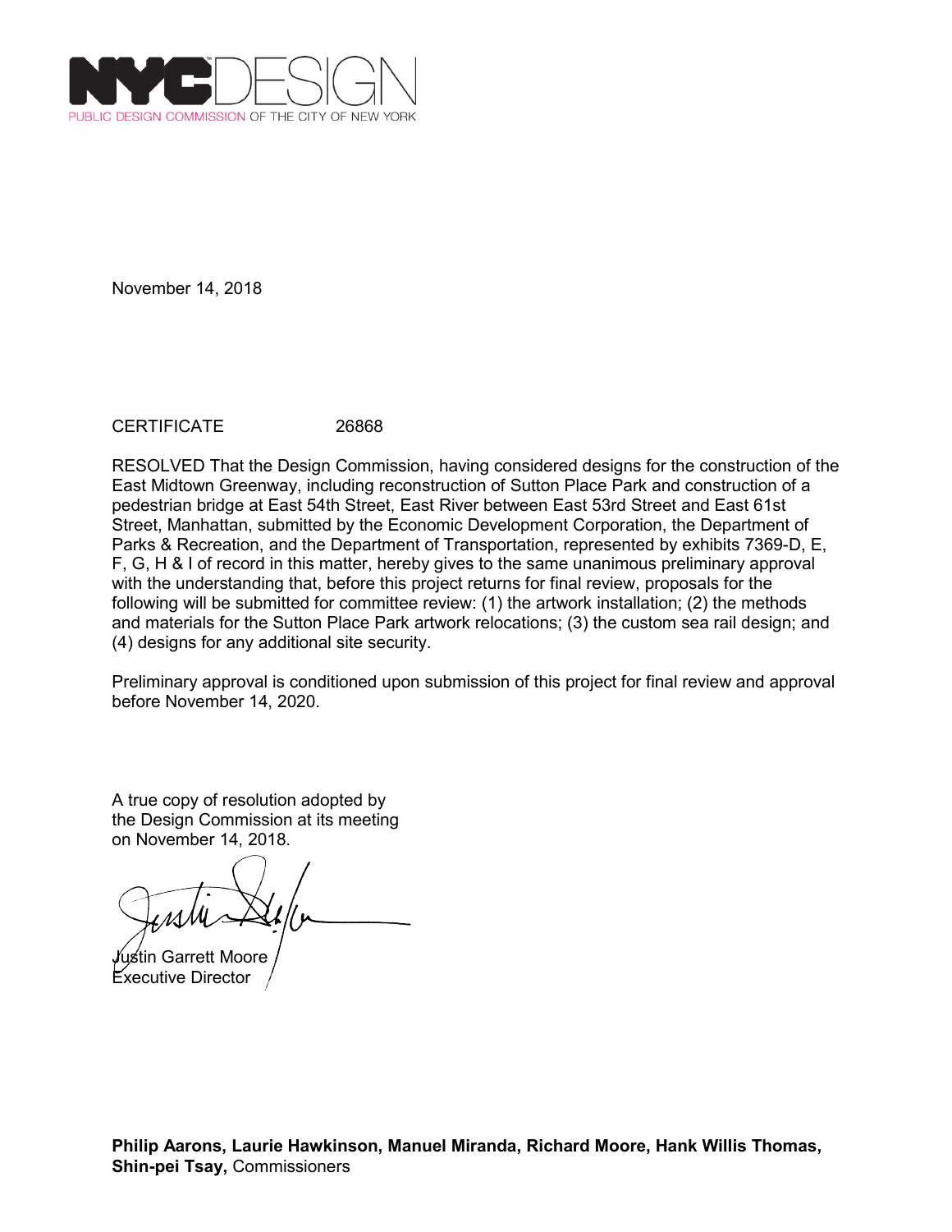NYCDESIGN
PUBLIC DESIGN COMMISSION OF THE CITY OF NEW YORK

November 14, 2018

CERTIFICATE 26868

RESOLVED That the Design Commission, having considered designs for the construction of the East Midtown Greenway, including reconstruction of Sutton Place Park and construction of a pedestrian bridge at East 54th Street, East River between East 53rd Street and East 61st Street, Manhattan, submitted by the Economic Development Corporation, the Department of Parks & Recreation, and the Department of Transportation, represented by exhibits 7369-D, E, F, G, H & I of record in this matter, hereby gives to the same unanimous preliminary approval with the understanding that, before this project returns for final review, proposals for the following will be submitted for committee review: (1) the artwork installation; (2) the methods and materials for the Sutton Place Park artwork relocations; (3) the custom sea rail design; and (4) designs for any additional site security.

Preliminary approval is conditioned upon submission of this project for final review and approval before November 14, 2020.

A true copy of resolution adopted by the Design Commission at its meeting on November 14, 2018.

Justin Garrett Moore
Executive Director

**Philip Aarons, Laurie Hawkinson, Manuel Miranda, Richard Moore, Hank Willis Thomas, Shin-pei Tsay,** Commissioners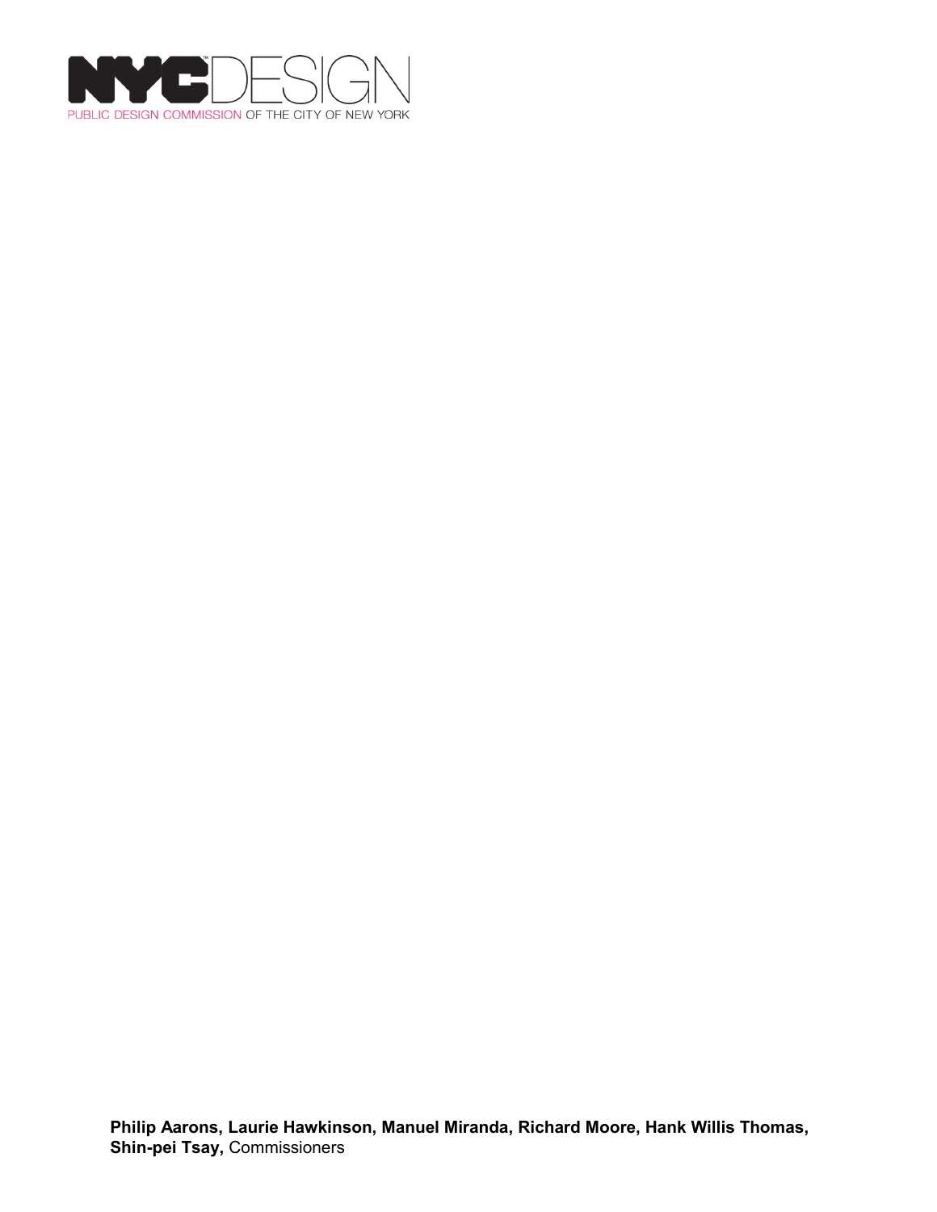NYCDESIGN

PUBLIC DESIGN COMMISSION OF THE CITY OF NEW YORK

**Philip Aarons, Laurie Hawkinson, Manuel Miranda, Richard Moore, Hank Willis Thomas, Shin-pei Tsay,** Commissioners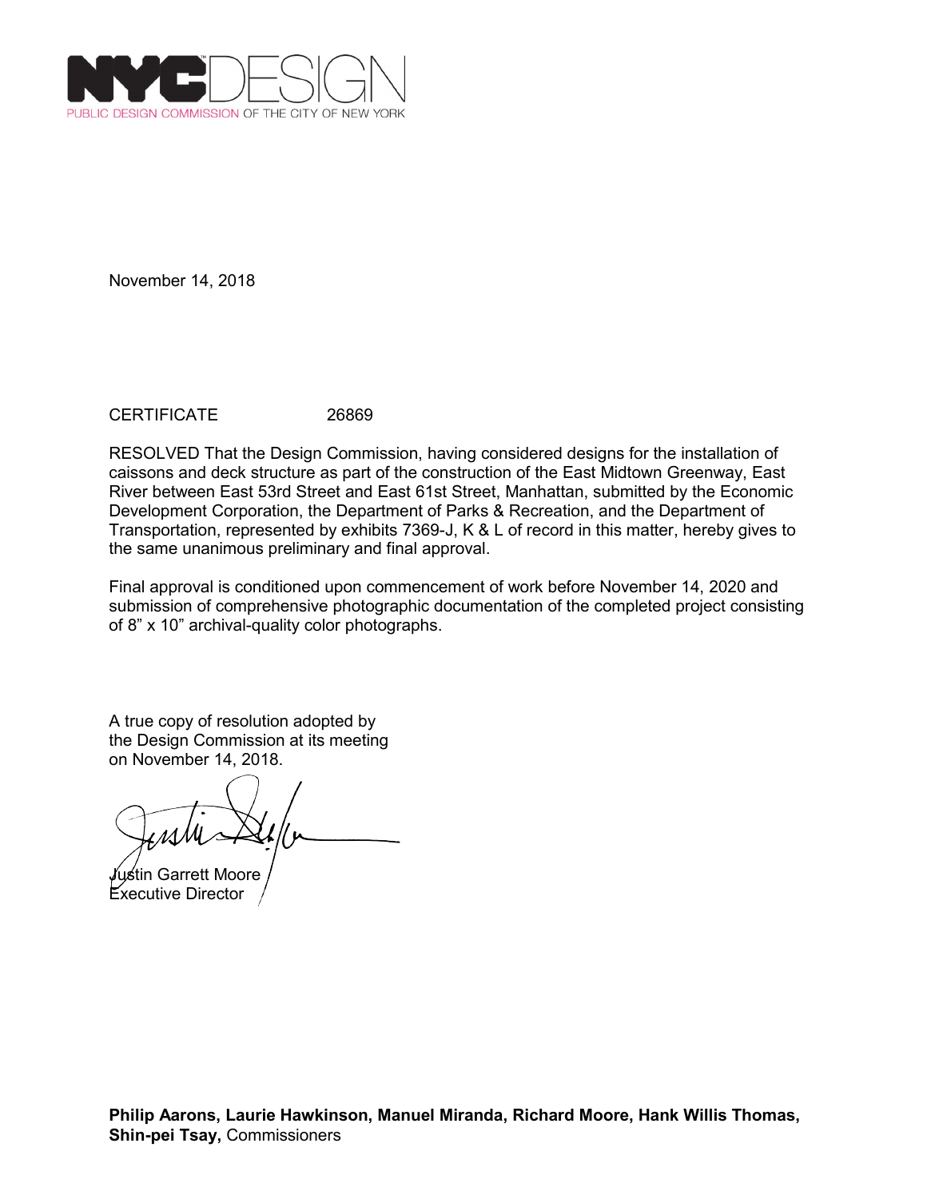NYC DESIGN
PUBLIC DESIGN COMMISSION OF THE CITY OF NEW YORK

November 14, 2018

CERTIFICATE 26869

RESOLVED That the Design Commission, having considered designs for the installation of caissons and deck structure as part of the construction of the East Midtown Greenway, East River between East 53rd Street and East 61st Street, Manhattan, submitted by the Economic Development Corporation, the Department of Parks & Recreation, and the Department of Transportation, represented by exhibits 7369-J, K & L of record in this matter, hereby gives to the same unanimous preliminary and final approval.

Final approval is conditioned upon commencement of work before November 14, 2020 and submission of comprehensive photographic documentation of the completed project consisting of 8" x 10" archival-quality color photographs.

A true copy of resolution adopted by
the Design Commission at its meeting
on November 14, 2018.

Justin Garrett Moore
Executive Director

**Philip Aarons, Laurie Hawkinson, Manuel Miranda, Richard Moore, Hank Willis Thomas, Shin-pei Tsay,** Commissioners